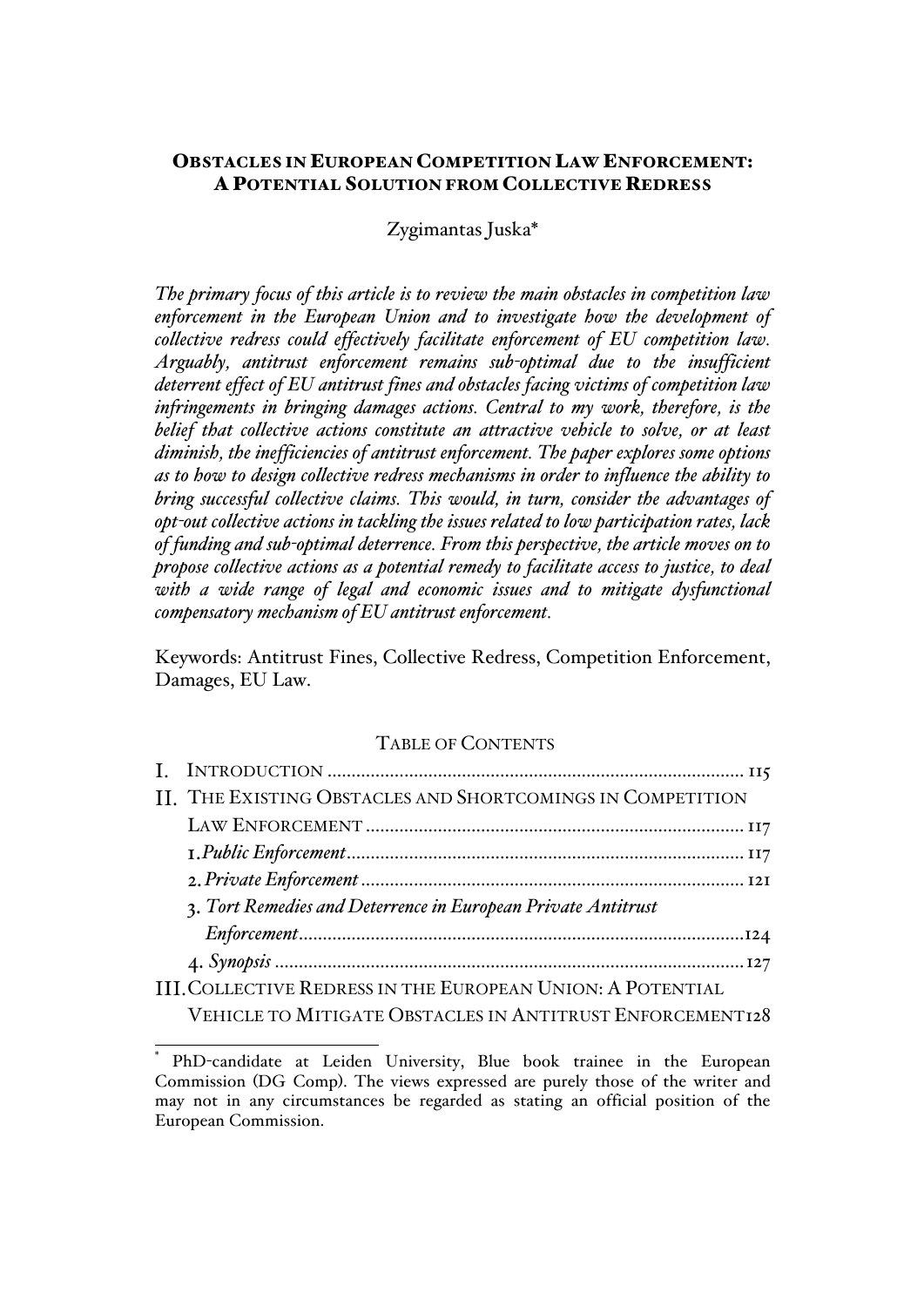# OBSTACLES IN EUROPEAN COMPETITION LAW ENFORCEMENT: A POTENTIAL SOLUTION FROM COLLECTIVE REDRESS

Zygimantas Juska*

*The primary focus of this article is to review the main obstacles in competition law enforcement in the European Union and to investigate how the development of collective redress could effectively facilitate enforcement of EU competition law. Arguably, antitrust enforcement remains sub-optimal due to the insufficient deterrent effect of EU antitrust fines and obstacles facing victims of competition law infringements in bringing damages actions. Central to my work, therefore, is the belief that collective actions constitute an attractive vehicle to solve, or at least diminish, the inefficiencies of antitrust enforcement. The paper explores some options as to how to design collective redress mechanisms in order to influence the ability to bring successful collective claims. This would, in turn, consider the advantages of opt-out collective actions in tackling the issues related to low participation rates, lack of funding and sub-optimal deterrence. From this perspective, the article moves on to propose collective actions as a potential remedy to facilitate access to justice, to deal with a wide range of legal and economic issues and to mitigate dysfunctional compensatory mechanism of EU antitrust enforcement.*

Keywords: Antitrust Fines, Collective Redress, Competition Enforcement, Damages, EU Law.

TABLE OF CONTENTS

I. INTRODUCTION ..................................................................................... 115
II. THE EXISTING OBSTACLES AND SHORTCOMINGS IN COMPETITION LAW ENFORCEMENT ............................................................................. 117
  1. *Public Enforcement* .................................................................................. 117
  2. *Private Enforcement* ............................................................................... 121
  3. *Tort Remedies and Deterrence in European Private Antitrust Enforcement* ........................................................................................... 124
  4. *Synopsis* ................................................................................................ 127
III. COLLECTIVE REDRESS IN THE EUROPEAN UNION: A POTENTIAL VEHICLE TO MITIGATE OBSTACLES IN ANTITRUST ENFORCEMENT 128

---

* PhD-candidate at Leiden University, Blue book trainee in the European Commission (DG Comp). The views expressed are purely those of the writer and may not in any circumstances be regarded as stating an official position of the European Commission.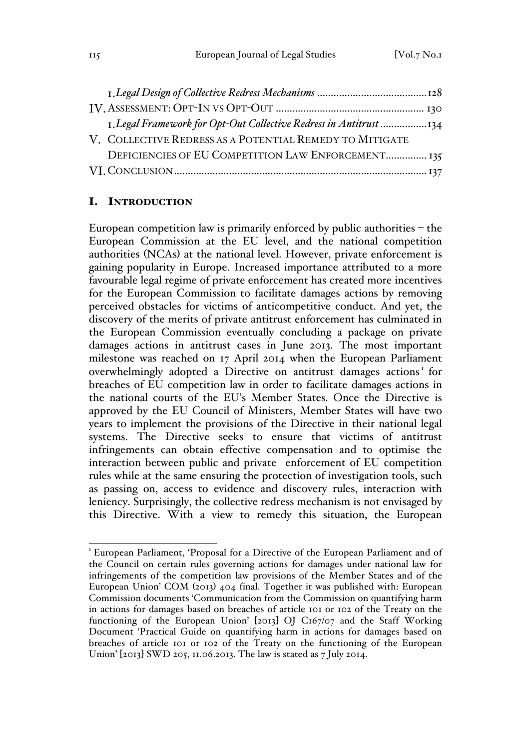1. *Legal Design of Collective Redress Mechanisms* ........................................ 128
IV. ASSESSMENT: OPT-IN VS OPT-OUT ..................................................... 130
1. *Legal Framework for Opt-Out Collective Redress in Antitrust* ................. 134
V. COLLECTIVE REDRESS AS A POTENTIAL REMEDY TO MITIGATE DEFICIENCIES OF EU COMPETITION LAW ENFORCEMENT ............... 135
VI. CONCLUSION ........................................................................................ 137

## I. INTRODUCTION

European competition law is primarily enforced by public authorities – the European Commission at the EU level, and the national competition authorities (NCAs) at the national level. However, private enforcement is gaining popularity in Europe. Increased importance attributed to a more favourable legal regime of private enforcement has created more incentives for the European Commission to facilitate damages actions by removing perceived obstacles for victims of anticompetitive conduct. And yet, the discovery of the merits of private antitrust enforcement has culminated in the European Commission eventually concluding a package on private damages actions in antitrust cases in June 2013. The most important milestone was reached on 17 April 2014 when the European Parliament overwhelmingly adopted a Directive on antitrust damages actions[1] for breaches of EU competition law in order to facilitate damages actions in the national courts of the EU's Member States. Once the Directive is approved by the EU Council of Ministers, Member States will have two years to implement the provisions of the Directive in their national legal systems. The Directive seeks to ensure that victims of antitrust infringements can obtain effective compensation and to optimise the interaction between public and private enforcement of EU competition rules while at the same ensuring the protection of investigation tools, such as passing on, access to evidence and discovery rules, interaction with leniency. Surprisingly, the collective redress mechanism is not envisaged by this Directive. With a view to remedy this situation, the European

[1] European Parliament, 'Proposal for a Directive of the European Parliament and of the Council on certain rules governing actions for damages under national law for infringements of the competition law provisions of the Member States and of the European Union' COM (2013) 404 final. Together it was published with: European Commission documents 'Communication from the Commission on quantifying harm in actions for damages based on breaches of article 101 or 102 of the Treaty on the functioning of the European Union' [2013] OJ C167/07 and the Staff Working Document 'Practical Guide on quantifying harm in actions for damages based on breaches of article 101 or 102 of the Treaty on the functioning of the European Union' [2013] SWD 205, 11.06.2013. The law is stated as 7 July 2014.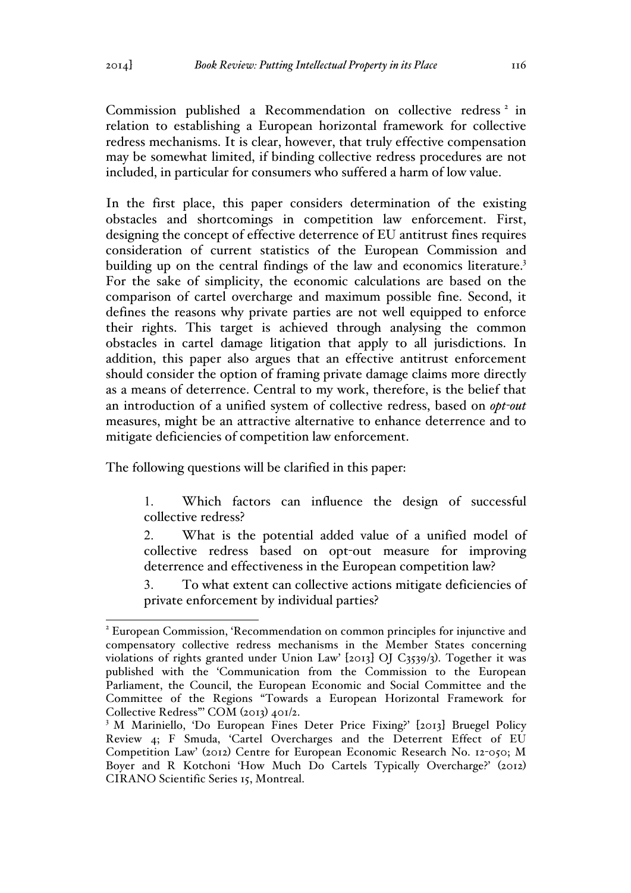Commission published a Recommendation on collective redress [2] in relation to establishing a European horizontal framework for collective redress mechanisms. It is clear, however, that truly effective compensation may be somewhat limited, if binding collective redress procedures are not included, in particular for consumers who suffered a harm of low value.

In the first place, this paper considers determination of the existing obstacles and shortcomings in competition law enforcement. First, designing the concept of effective deterrence of EU antitrust fines requires consideration of current statistics of the European Commission and building up on the central findings of the law and economics literature.[3] For the sake of simplicity, the economic calculations are based on the comparison of cartel overcharge and maximum possible fine. Second, it defines the reasons why private parties are not well equipped to enforce their rights. This target is achieved through analysing the common obstacles in cartel damage litigation that apply to all jurisdictions. In addition, this paper also argues that an effective antitrust enforcement should consider the option of framing private damage claims more directly as a means of deterrence. Central to my work, therefore, is the belief that an introduction of a unified system of collective redress, based on ***opt-out*** measures, might be an attractive alternative to enhance deterrence and to mitigate deficiencies of competition law enforcement.

The following questions will be clarified in this paper:

1. Which factors can influence the design of successful collective redress?
2. What is the potential added value of a unified model of collective redress based on opt-out measure for improving deterrence and effectiveness in the European competition law?
3. To what extent can collective actions mitigate deficiencies of private enforcement by individual parties?

---

[2] European Commission, 'Recommendation on common principles for injunctive and compensatory collective redress mechanisms in the Member States concerning violations of rights granted under Union Law' [2013] OJ C3539/3). Together it was published with the 'Communication from the Commission to the European Parliament, the Council, the European Economic and Social Committee and the Committee of the Regions "Towards a European Horizontal Framework for Collective Redress"' COM (2013) 401/2.

[3] M Mariniello, 'Do European Fines Deter Price Fixing?' [2013] Bruegel Policy Review 4; F Smuda, 'Cartel Overcharges and the Deterrent Effect of EU Competition Law' (2012) Centre for European Economic Research No. 12-050; M Boyer and R Kotchoni 'How Much Do Cartels Typically Overcharge?' (2012) CIRANO Scientific Series 15, Montreal.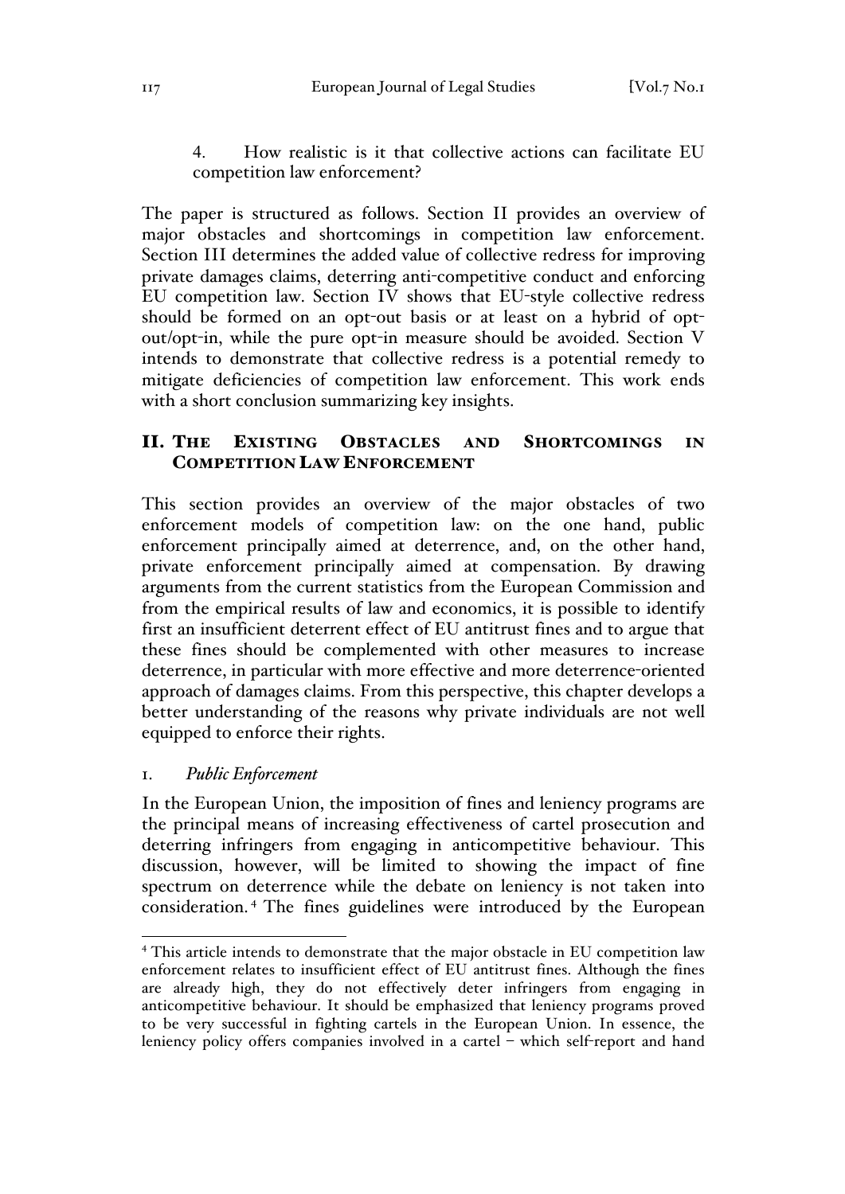4. How realistic is it that collective actions can facilitate EU competition law enforcement?

The paper is structured as follows. Section II provides an overview of major obstacles and shortcomings in competition law enforcement. Section III determines the added value of collective redress for improving private damages claims, deterring anti-competitive conduct and enforcing EU competition law. Section IV shows that EU-style collective redress should be formed on an opt-out basis or at least on a hybrid of opt-out/opt-in, while the pure opt-in measure should be avoided. Section V intends to demonstrate that collective redress is a potential remedy to mitigate deficiencies of competition law enforcement. This work ends with a short conclusion summarizing key insights.

## II. The Existing Obstacles and Shortcomings in Competition Law Enforcement

This section provides an overview of the major obstacles of two enforcement models of competition law: on the one hand, public enforcement principally aimed at deterrence, and, on the other hand, private enforcement principally aimed at compensation. By drawing arguments from the current statistics from the European Commission and from the empirical results of law and economics, it is possible to identify first an insufficient deterrent effect of EU antitrust fines and to argue that these fines should be complemented with other measures to increase deterrence, in particular with more effective and more deterrence-oriented approach of damages claims. From this perspective, this chapter develops a better understanding of the reasons why private individuals are not well equipped to enforce their rights.

### 1. *Public Enforcement*

In the European Union, the imposition of fines and leniency programs are the principal means of increasing effectiveness of cartel prosecution and deterring infringers from engaging in anticompetitive behaviour. This discussion, however, will be limited to showing the impact of fine spectrum on deterrence while the debate on leniency is not taken into consideration.[4] The fines guidelines were introduced by the European

---

[4] This article intends to demonstrate that the major obstacle in EU competition law enforcement relates to insufficient effect of EU antitrust fines. Although the fines are already high, they do not effectively deter infringers from engaging in anticompetitive behaviour. It should be emphasized that leniency programs proved to be very successful in fighting cartels in the European Union. In essence, the leniency policy offers companies involved in a cartel – which self-report and hand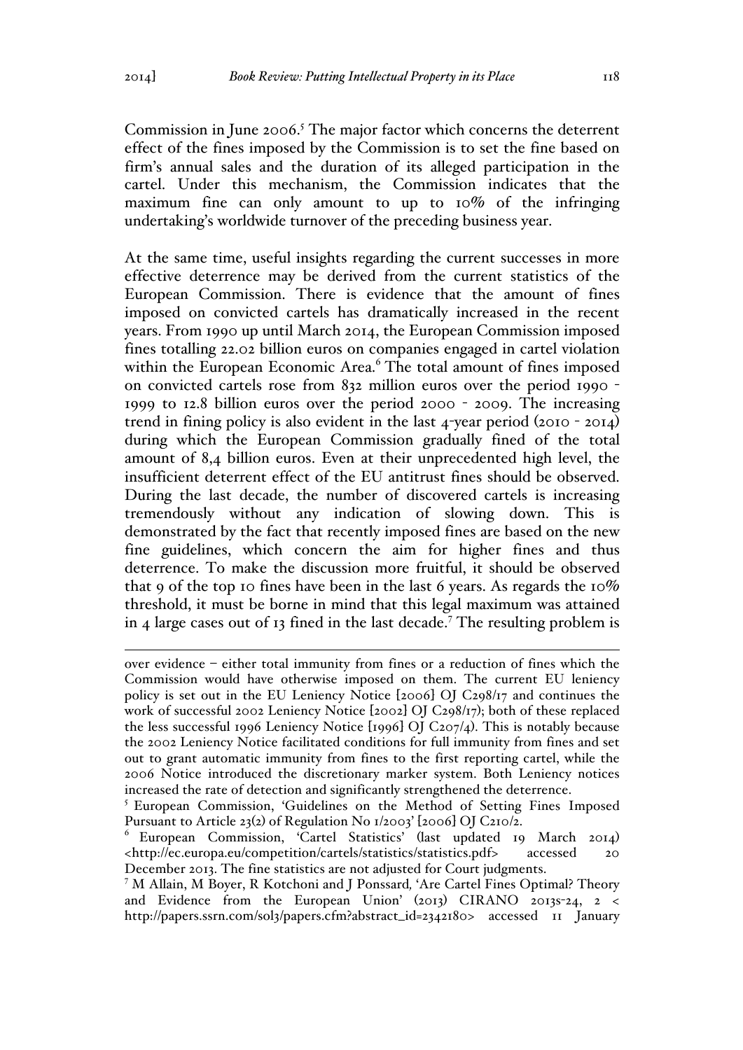Commission in June 2006.[5] The major factor which concerns the deterrent effect of the fines imposed by the Commission is to set the fine based on firm's annual sales and the duration of its alleged participation in the cartel. Under this mechanism, the Commission indicates that the maximum fine can only amount to up to 10% of the infringing undertaking's worldwide turnover of the preceding business year.

At the same time, useful insights regarding the current successes in more effective deterrence may be derived from the current statistics of the European Commission. There is evidence that the amount of fines imposed on convicted cartels has dramatically increased in the recent years. From 1990 up until March 2014, the European Commission imposed fines totalling 22.02 billion euros on companies engaged in cartel violation within the European Economic Area.[6] The total amount of fines imposed on convicted cartels rose from 832 million euros over the period 1990 - 1999 to 12.8 billion euros over the period 2000 - 2009. The increasing trend in fining policy is also evident in the last 4-year period (2010 - 2014) during which the European Commission gradually fined of the total amount of 8,4 billion euros. Even at their unprecedented high level, the insufficient deterrent effect of the EU antitrust fines should be observed. During the last decade, the number of discovered cartels is increasing tremendously without any indication of slowing down. This is demonstrated by the fact that recently imposed fines are based on the new fine guidelines, which concern the aim for higher fines and thus deterrence. To make the discussion more fruitful, it should be observed that 9 of the top 10 fines have been in the last 6 years. As regards the 10% threshold, it must be borne in mind that this legal maximum was attained in 4 large cases out of 13 fined in the last decade.[7] The resulting problem is

---

over evidence – either total immunity from fines or a reduction of fines which the Commission would have otherwise imposed on them. The current EU leniency policy is set out in the EU Leniency Notice [2006] OJ C298/17 and continues the work of successful 2002 Leniency Notice [2002] OJ C298/17); both of these replaced the less successful 1996 Leniency Notice [1996] OJ C207/4). This is notably because the 2002 Leniency Notice facilitated conditions for full immunity from fines and set out to grant automatic immunity from fines to the first reporting cartel, while the 2006 Notice introduced the discretionary marker system. Both Leniency notices increased the rate of detection and significantly strengthened the deterrence.

[5] European Commission, 'Guidelines on the Method of Setting Fines Imposed Pursuant to Article 23(2) of Regulation No 1/2003' [2006] OJ C210/2.

[6] European Commission, 'Cartel Statistics' (last updated 19 March 2014) <http://ec.europa.eu/competition/cartels/statistics/statistics.pdf> accessed 20 December 2013. The fine statistics are not adjusted for Court judgments.

[7] M Allain, M Boyer, R Kotchoni and J Ponssard, 'Are Cartel Fines Optimal? Theory and Evidence from the European Union' (2013) CIRANO 2013s-24, 2 < http://papers.ssrn.com/sol3/papers.cfm?abstract_id=2342180> accessed 11 January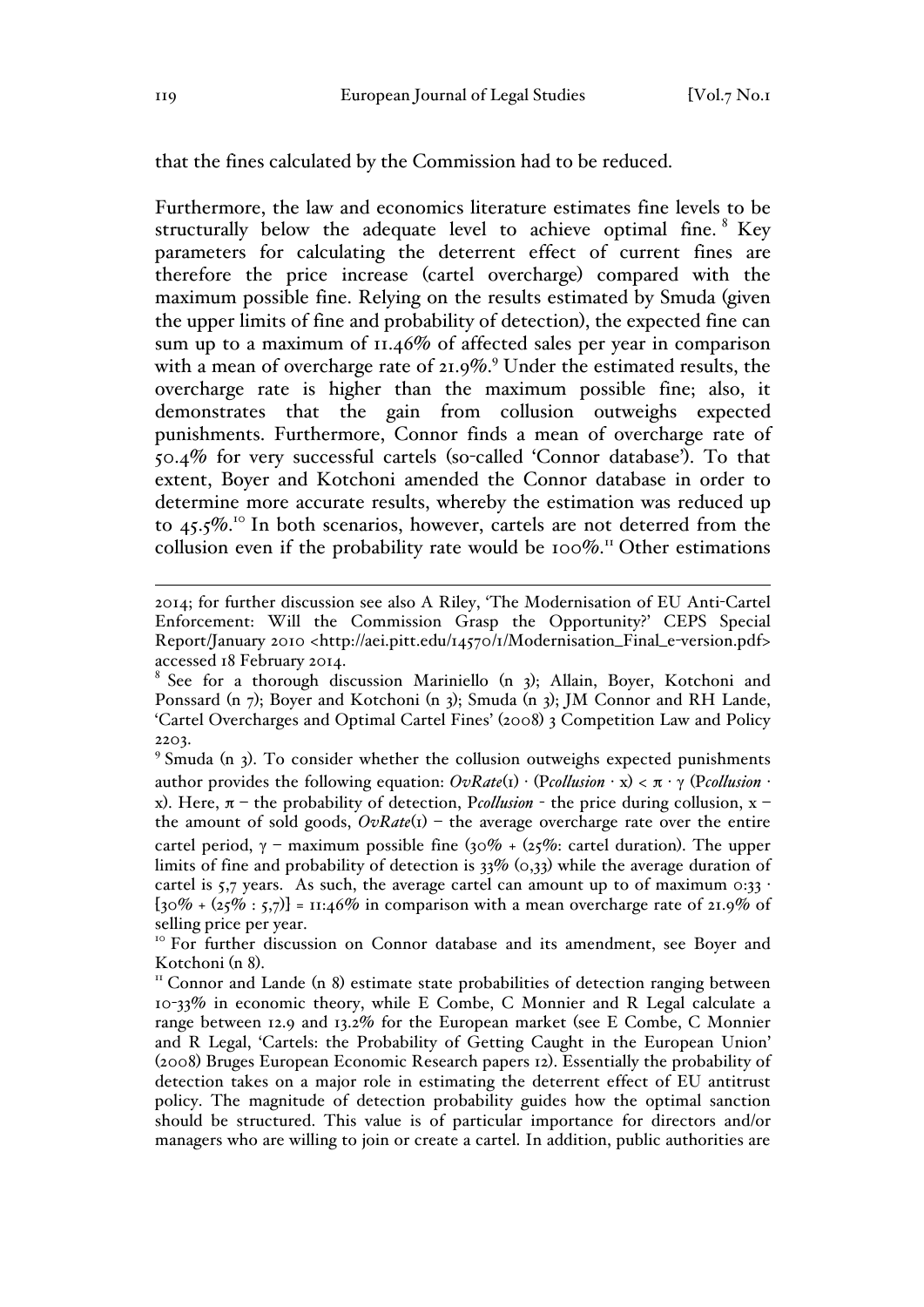that the fines calculated by the Commission had to be reduced.

Furthermore, the law and economics literature estimates fine levels to be structurally below the adequate level to achieve optimal fine.[8] Key parameters for calculating the deterrent effect of current fines are therefore the price increase (cartel overcharge) compared with the maximum possible fine. Relying on the results estimated by Smuda (given the upper limits of fine and probability of detection), the expected fine can sum up to a maximum of 11.46% of affected sales per year in comparison with a mean of overcharge rate of 21.9%.[9] Under the estimated results, the overcharge rate is higher than the maximum possible fine; also, it demonstrates that the gain from collusion outweighs expected punishments. Furthermore, Connor finds a mean of overcharge rate of 50.4% for very successful cartels (so-called 'Connor database'). To that extent, Boyer and Kotchoni amended the Connor database in order to determine more accurate results, whereby the estimation was reduced up to 45.5%.[10] In both scenarios, however, cartels are not deterred from the collusion even if the probability rate would be 100%.[11] Other estimations

---

2014; for further discussion see also A Riley, 'The Modernisation of EU Anti-Cartel Enforcement: Will the Commission Grasp the Opportunity?' CEPS Special Report/January 2010 <http://aei.pitt.edu/14570/1/Modernisation_Final_e-version.pdf> accessed 18 February 2014.

[8] See for a thorough discussion Mariniello (n 3); Allain, Boyer, Kotchoni and Ponssard (n 7); Boyer and Kotchoni (n 3); Smuda (n 3); JM Connor and RH Lande, 'Cartel Overcharges and Optimal Cartel Fines' (2008) 3 Competition Law and Policy 2203.

[9] Smuda (n 3). To consider whether the collusion outweighs expected punishments author provides the following equation: $OvRate(1) \cdot (P_{collusion} \cdot x) < \pi \cdot \gamma \, (P_{collusion} \cdot x)$. Here, $\pi$ – the probability of detection, $P_{collusion}$ - the price during collusion, $x$ – the amount of sold goods, $OvRate(1)$ – the average overcharge rate over the entire cartel period, $\gamma$ – maximum possible fine (30% + (25%: cartel duration). The upper limits of fine and probability of detection is 33% (0,33) while the average duration of cartel is 5,7 years. As such, the average cartel can amount up to of maximum $0{:}33 \cdot [30\% + (25\% : 5{,}7)] = 11{:}46\%$ in comparison with a mean overcharge rate of 21.9% of selling price per year.

[10] For further discussion on Connor database and its amendment, see Boyer and Kotchoni (n 8).

[11] Connor and Lande (n 8) estimate state probabilities of detection ranging between 10-33% in economic theory, while E Combe, C Monnier and R Legal calculate a range between 12.9 and 13.2% for the European market (see E Combe, C Monnier and R Legal, 'Cartels: the Probability of Getting Caught in the European Union' (2008) Bruges European Economic Research papers 12). Essentially the probability of detection takes on a major role in estimating the deterrent effect of EU antitrust policy. The magnitude of detection probability guides how the optimal sanction should be structured. This value is of particular importance for directors and/or managers who are willing to join or create a cartel. In addition, public authorities are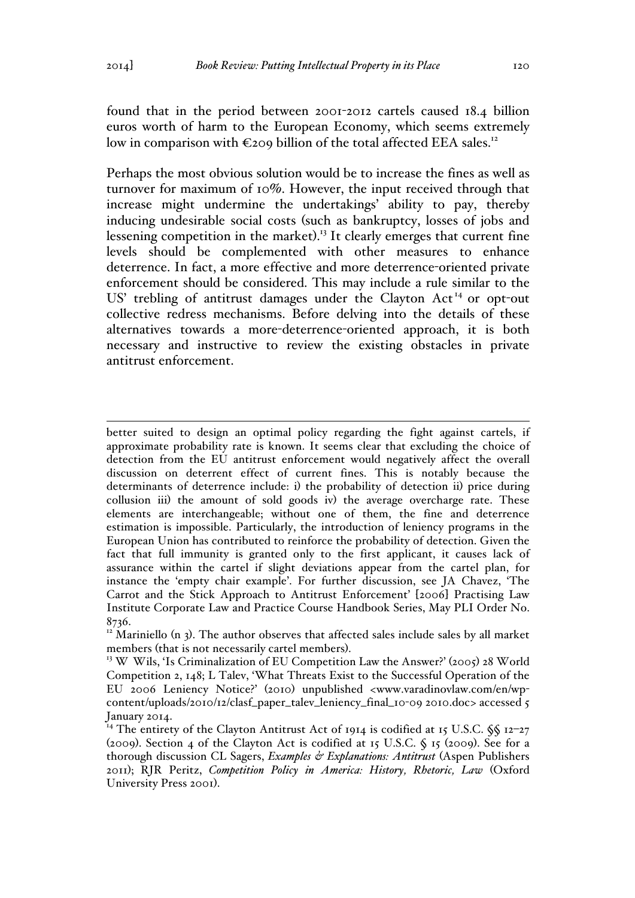found that in the period between 2001-2012 cartels caused 18.4 billion euros worth of harm to the European Economy, which seems extremely low in comparison with €209 billion of the total affected EEA sales.[12]

Perhaps the most obvious solution would be to increase the fines as well as turnover for maximum of 10%. However, the input received through that increase might undermine the undertakings' ability to pay, thereby inducing undesirable social costs (such as bankruptcy, losses of jobs and lessening competition in the market).[13] It clearly emerges that current fine levels should be complemented with other measures to enhance deterrence. In fact, a more effective and more deterrence-oriented private enforcement should be considered. This may include a rule similar to the US' trebling of antitrust damages under the Clayton Act[14] or opt-out collective redress mechanisms. Before delving into the details of these alternatives towards a more-deterrence-oriented approach, it is both necessary and instructive to review the existing obstacles in private antitrust enforcement.

---

better suited to design an optimal policy regarding the fight against cartels, if approximate probability rate is known. It seems clear that excluding the choice of detection from the EU antitrust enforcement would negatively affect the overall discussion on deterrent effect of current fines. This is notably because the determinants of deterrence include: i) the probability of detection ii) price during collusion iii) the amount of sold goods iv) the average overcharge rate. These elements are interchangeable; without one of them, the fine and deterrence estimation is impossible. Particularly, the introduction of leniency programs in the European Union has contributed to reinforce the probability of detection. Given the fact that full immunity is granted only to the first applicant, it causes lack of assurance within the cartel if slight deviations appear from the cartel plan, for instance the 'empty chair example'. For further discussion, see JA Chavez, 'The Carrot and the Stick Approach to Antitrust Enforcement' [2006] Practising Law Institute Corporate Law and Practice Course Handbook Series, May PLI Order No. 8736.

[12] Mariniello (n 3). The author observes that affected sales include sales by all market members (that is not necessarily cartel members).

[13] W Wils, 'Is Criminalization of EU Competition Law the Answer?' (2005) 28 World Competition 2, 148; L Talev, 'What Threats Exist to the Successful Operation of the EU 2006 Leniency Notice?' (2010) unpublished <www.varadinovlaw.com/en/wp-content/uploads/2010/12/clasf_paper_talev_leniency_final_10-09 2010.doc> accessed 5 January 2014.

[14] The entirety of the Clayton Antitrust Act of 1914 is codified at 15 U.S.C. §§ 12–27 (2009). Section 4 of the Clayton Act is codified at 15 U.S.C. § 15 (2009). See for a thorough discussion CL Sagers, *Examples & Explanations: Antitrust* (Aspen Publishers 2011); RJR Peritz, *Competition Policy in America: History, Rhetoric, Law* (Oxford University Press 2001).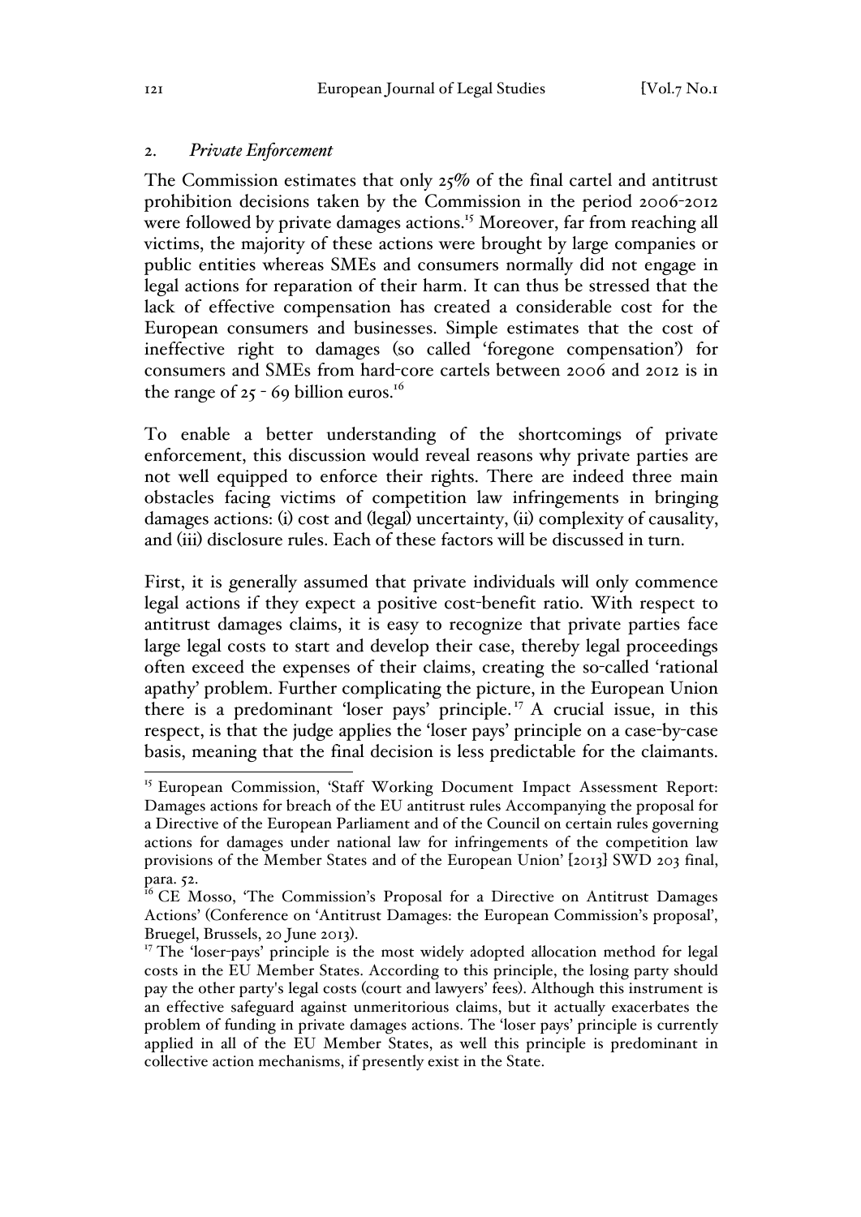## 2. *Private Enforcement*

The Commission estimates that only 25% of the final cartel and antitrust prohibition decisions taken by the Commission in the period 2006-2012 were followed by private damages actions.[15] Moreover, far from reaching all victims, the majority of these actions were brought by large companies or public entities whereas SMEs and consumers normally did not engage in legal actions for reparation of their harm. It can thus be stressed that the lack of effective compensation has created a considerable cost for the European consumers and businesses. Simple estimates that the cost of ineffective right to damages (so called 'foregone compensation') for consumers and SMEs from hard-core cartels between 2006 and 2012 is in the range of 25 - 69 billion euros.[16]

To enable a better understanding of the shortcomings of private enforcement, this discussion would reveal reasons why private parties are not well equipped to enforce their rights. There are indeed three main obstacles facing victims of competition law infringements in bringing damages actions: (i) cost and (legal) uncertainty, (ii) complexity of causality, and (iii) disclosure rules. Each of these factors will be discussed in turn.

First, it is generally assumed that private individuals will only commence legal actions if they expect a positive cost-benefit ratio. With respect to antitrust damages claims, it is easy to recognize that private parties face large legal costs to start and develop their case, thereby legal proceedings often exceed the expenses of their claims, creating the so-called 'rational apathy' problem. Further complicating the picture, in the European Union there is a predominant 'loser pays' principle.[17] A crucial issue, in this respect, is that the judge applies the 'loser pays' principle on a case-by-case basis, meaning that the final decision is less predictable for the claimants.

---

[15] European Commission, 'Staff Working Document Impact Assessment Report: Damages actions for breach of the EU antitrust rules Accompanying the proposal for a Directive of the European Parliament and of the Council on certain rules governing actions for damages under national law for infringements of the competition law provisions of the Member States and of the European Union' [2013] SWD 203 final, para. 52.

[16] CE Mosso, 'The Commission's Proposal for a Directive on Antitrust Damages Actions' (Conference on 'Antitrust Damages: the European Commission's proposal', Bruegel, Brussels, 20 June 2013).

[17] The 'loser-pays' principle is the most widely adopted allocation method for legal costs in the EU Member States. According to this principle, the losing party should pay the other party's legal costs (court and lawyers' fees). Although this instrument is an effective safeguard against unmeritorious claims, but it actually exacerbates the problem of funding in private damages actions. The 'loser pays' principle is currently applied in all of the EU Member States, as well this principle is predominant in collective action mechanisms, if presently exist in the State.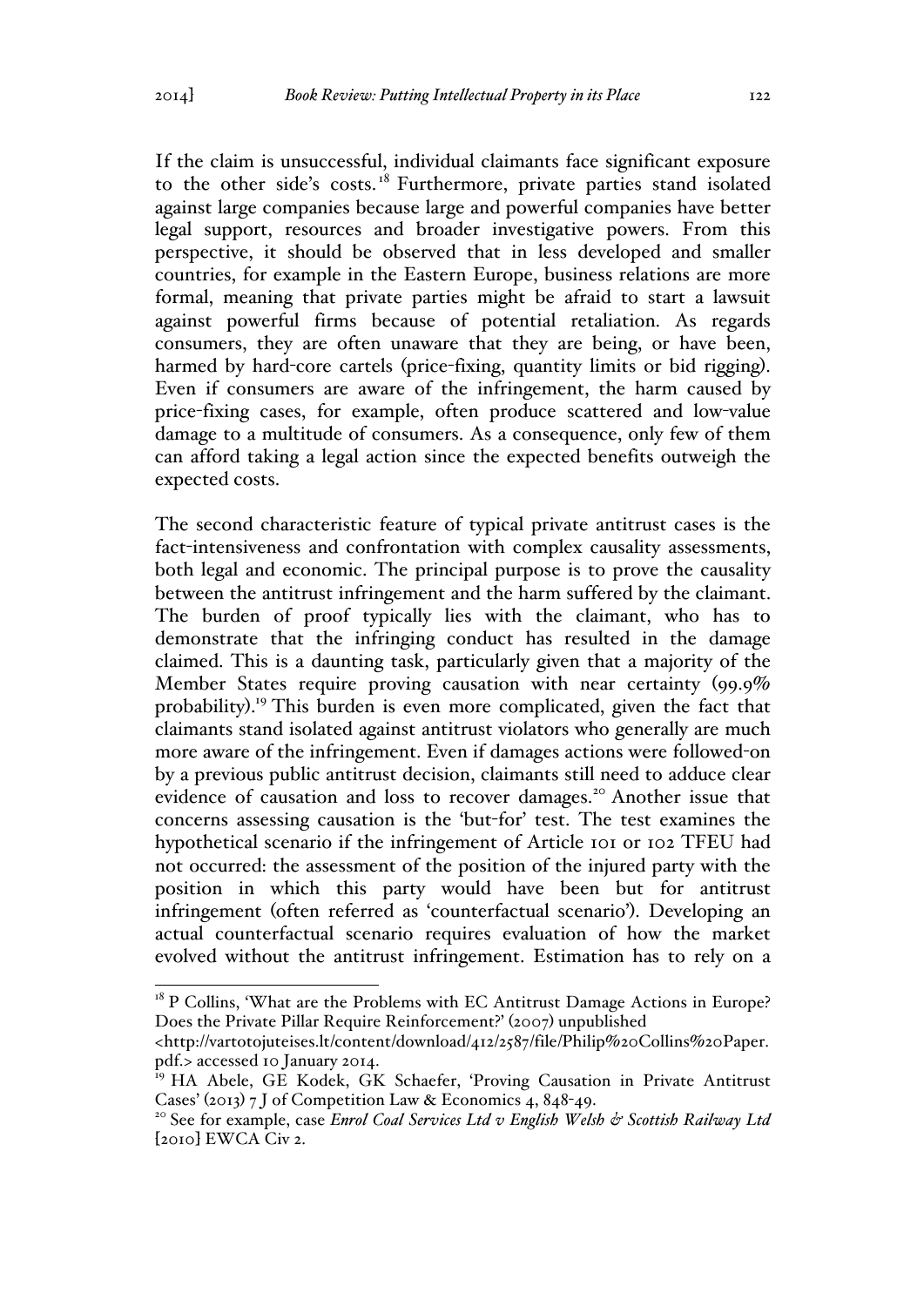If the claim is unsuccessful, individual claimants face significant exposure to the other side's costs.[18] Furthermore, private parties stand isolated against large companies because large and powerful companies have better legal support, resources and broader investigative powers. From this perspective, it should be observed that in less developed and smaller countries, for example in the Eastern Europe, business relations are more formal, meaning that private parties might be afraid to start a lawsuit against powerful firms because of potential retaliation. As regards consumers, they are often unaware that they are being, or have been, harmed by hard-core cartels (price-fixing, quantity limits or bid rigging). Even if consumers are aware of the infringement, the harm caused by price-fixing cases, for example, often produce scattered and low-value damage to a multitude of consumers. As a consequence, only few of them can afford taking a legal action since the expected benefits outweigh the expected costs.

The second characteristic feature of typical private antitrust cases is the fact-intensiveness and confrontation with complex causality assessments, both legal and economic. The principal purpose is to prove the causality between the antitrust infringement and the harm suffered by the claimant. The burden of proof typically lies with the claimant, who has to demonstrate that the infringing conduct has resulted in the damage claimed. This is a daunting task, particularly given that a majority of the Member States require proving causation with near certainty (99.9% probability).[19] This burden is even more complicated, given the fact that claimants stand isolated against antitrust violators who generally are much more aware of the infringement. Even if damages actions were followed-on by a previous public antitrust decision, claimants still need to adduce clear evidence of causation and loss to recover damages.[20] Another issue that concerns assessing causation is the 'but-for' test. The test examines the hypothetical scenario if the infringement of Article 101 or 102 TFEU had not occurred: the assessment of the position of the injured party with the position in which this party would have been but for antitrust infringement (often referred as 'counterfactual scenario'). Developing an actual counterfactual scenario requires evaluation of how the market evolved without the antitrust infringement. Estimation has to rely on a

---

[18] P Collins, 'What are the Problems with EC Antitrust Damage Actions in Europe? Does the Private Pillar Require Reinforcement?' (2007) unpublished <http://vartotojuteises.lt/content/download/412/2587/file/Philip%20Collins%20Paper.pdf.> accessed 10 January 2014.

[19] HA Abele, GE Kodek, GK Schaefer, 'Proving Causation in Private Antitrust Cases' (2013) 7 J of Competition Law & Economics 4, 848-49.

[20] See for example, case *Enrol Coal Services Ltd v English Welsh & Scottish Railway Ltd* [2010] EWCA Civ 2.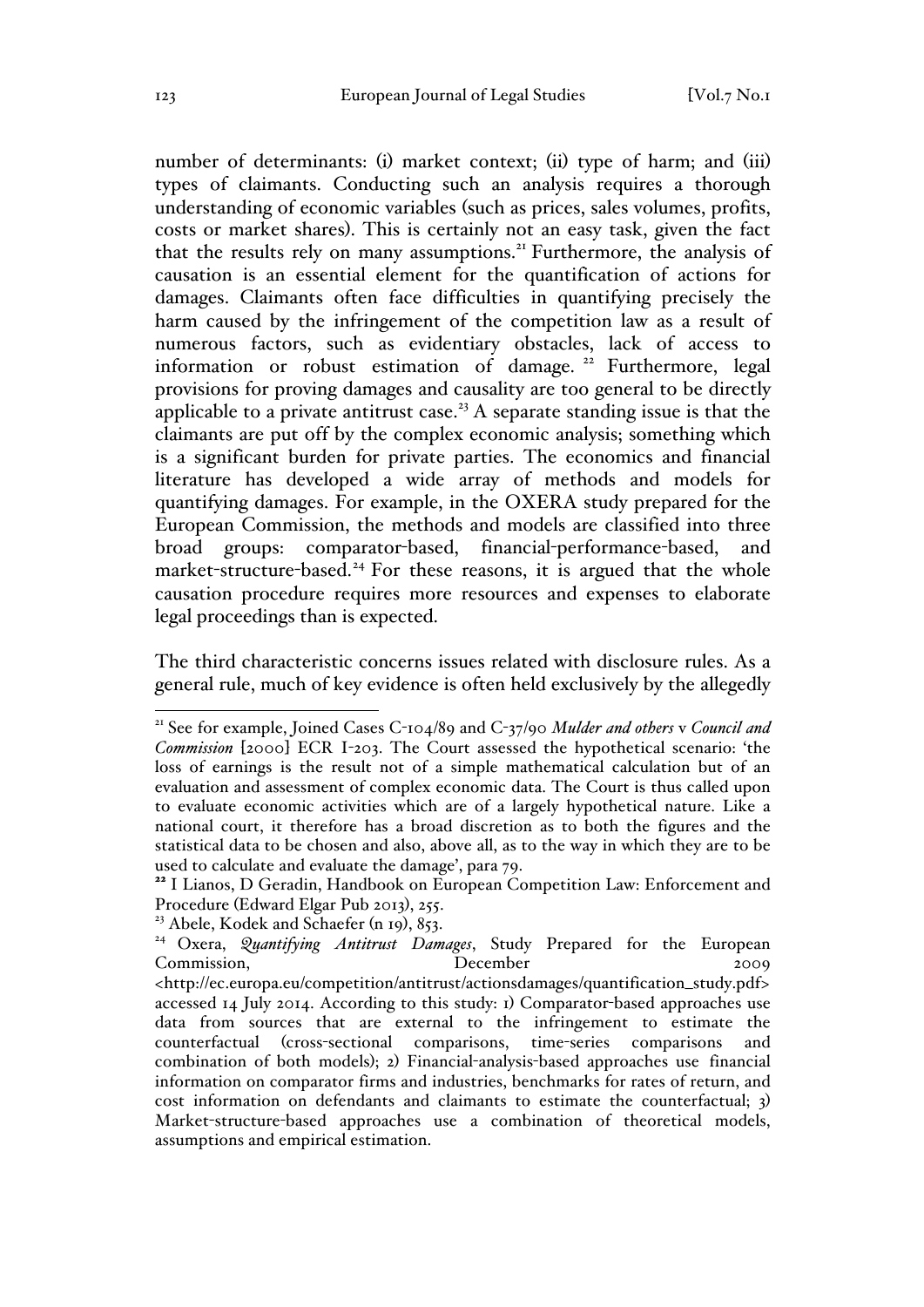number of determinants: (i) market context; (ii) type of harm; and (iii) types of claimants. Conducting such an analysis requires a thorough understanding of economic variables (such as prices, sales volumes, profits, costs or market shares). This is certainly not an easy task, given the fact that the results rely on many assumptions.[21] Furthermore, the analysis of causation is an essential element for the quantification of actions for damages. Claimants often face difficulties in quantifying precisely the harm caused by the infringement of the competition law as a result of numerous factors, such as evidentiary obstacles, lack of access to information or robust estimation of damage.[22] Furthermore, legal provisions for proving damages and causality are too general to be directly applicable to a private antitrust case.[23] A separate standing issue is that the claimants are put off by the complex economic analysis; something which is a significant burden for private parties. The economics and financial literature has developed a wide array of methods and models for quantifying damages. For example, in the OXERA study prepared for the European Commission, the methods and models are classified into three broad groups: comparator-based, financial-performance-based, and market-structure-based.[24] For these reasons, it is argued that the whole causation procedure requires more resources and expenses to elaborate legal proceedings than is expected.

The third characteristic concerns issues related with disclosure rules. As a general rule, much of key evidence is often held exclusively by the allegedly

---

[21] See for example, Joined Cases C-104/89 and C-37/90 *Mulder and others* v *Council and Commission* [2000] ECR I-203. The Court assessed the hypothetical scenario: 'the loss of earnings is the result not of a simple mathematical calculation but of an evaluation and assessment of complex economic data. The Court is thus called upon to evaluate economic activities which are of a largely hypothetical nature. Like a national court, it therefore has a broad discretion as to both the figures and the statistical data to be chosen and also, above all, as to the way in which they are to be used to calculate and evaluate the damage', para 79.

[22] I Lianos, D Geradin, Handbook on European Competition Law: Enforcement and Procedure (Edward Elgar Pub 2013), 255.

[23] Abele, Kodek and Schaefer (n 19), 853.

[24] Oxera, *Quantifying Antitrust Damages*, Study Prepared for the European Commission, December 2009 <http://ec.europa.eu/competition/antitrust/actionsdamages/quantification_study.pdf> accessed 14 July 2014. According to this study: 1) Comparator-based approaches use data from sources that are external to the infringement to estimate the counterfactual (cross-sectional comparisons, time-series comparisons and combination of both models); 2) Financial-analysis-based approaches use financial information on comparator firms and industries, benchmarks for rates of return, and cost information on defendants and claimants to estimate the counterfactual; 3) Market-structure-based approaches use a combination of theoretical models, assumptions and empirical estimation.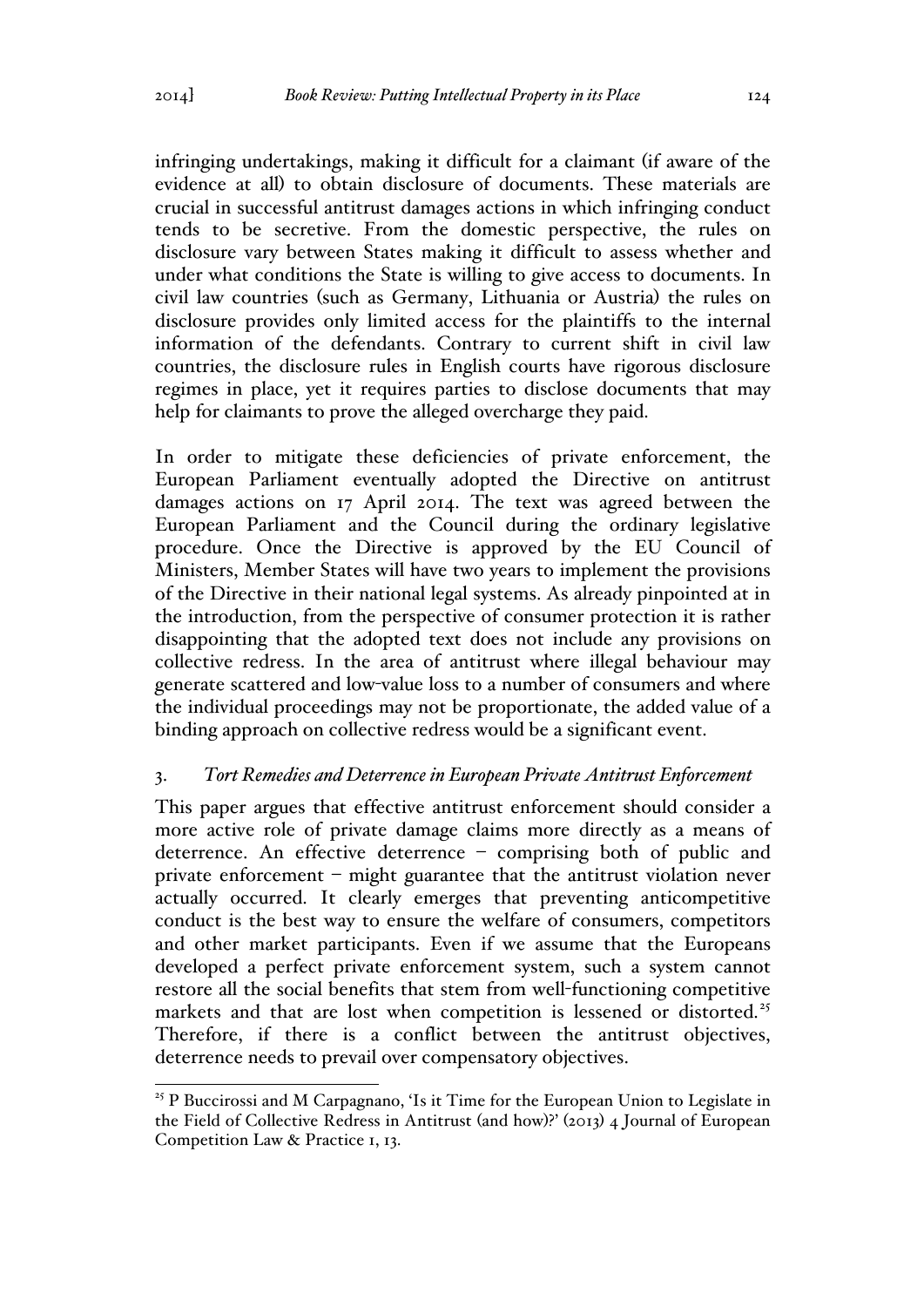infringing undertakings, making it difficult for a claimant (if aware of the evidence at all) to obtain disclosure of documents. These materials are crucial in successful antitrust damages actions in which infringing conduct tends to be secretive. From the domestic perspective, the rules on disclosure vary between States making it difficult to assess whether and under what conditions the State is willing to give access to documents. In civil law countries (such as Germany, Lithuania or Austria) the rules on disclosure provides only limited access for the plaintiffs to the internal information of the defendants. Contrary to current shift in civil law countries, the disclosure rules in English courts have rigorous disclosure regimes in place, yet it requires parties to disclose documents that may help for claimants to prove the alleged overcharge they paid.

In order to mitigate these deficiencies of private enforcement, the European Parliament eventually adopted the Directive on antitrust damages actions on 17 April 2014. The text was agreed between the European Parliament and the Council during the ordinary legislative procedure. Once the Directive is approved by the EU Council of Ministers, Member States will have two years to implement the provisions of the Directive in their national legal systems. As already pinpointed at in the introduction, from the perspective of consumer protection it is rather disappointing that the adopted text does not include any provisions on collective redress. In the area of antitrust where illegal behaviour may generate scattered and low-value loss to a number of consumers and where the individual proceedings may not be proportionate, the added value of a binding approach on collective redress would be a significant event.

### 3. *Tort Remedies and Deterrence in European Private Antitrust Enforcement*

This paper argues that effective antitrust enforcement should consider a more active role of private damage claims more directly as a means of deterrence. An effective deterrence – comprising both of public and private enforcement – might guarantee that the antitrust violation never actually occurred. It clearly emerges that preventing anticompetitive conduct is the best way to ensure the welfare of consumers, competitors and other market participants. Even if we assume that the Europeans developed a perfect private enforcement system, such a system cannot restore all the social benefits that stem from well-functioning competitive markets and that are lost when competition is lessened or distorted.[25] Therefore, if there is a conflict between the antitrust objectives, deterrence needs to prevail over compensatory objectives.

[25] P Buccirossi and M Carpagnano, 'Is it Time for the European Union to Legislate in the Field of Collective Redress in Antitrust (and how)?' (2013) 4 Journal of European Competition Law & Practice 1, 13.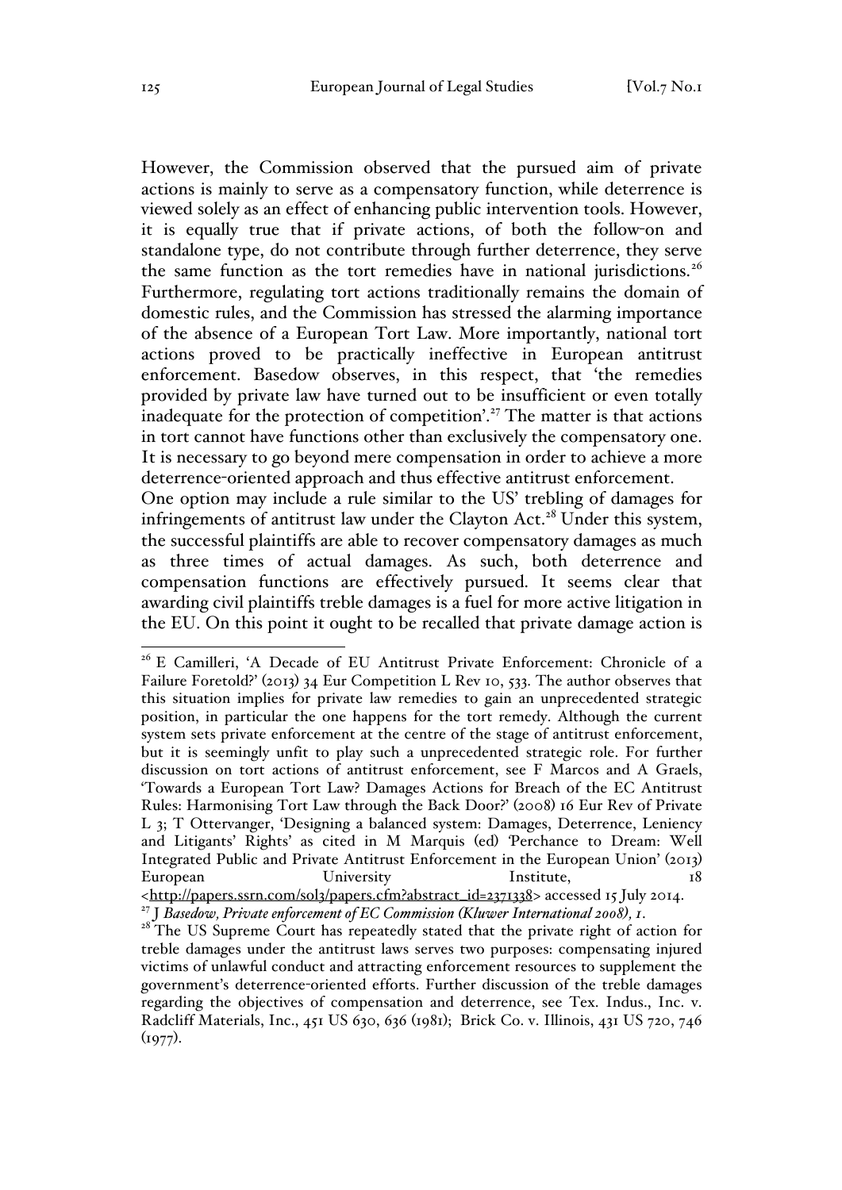However, the Commission observed that the pursued aim of private actions is mainly to serve as a compensatory function, while deterrence is viewed solely as an effect of enhancing public intervention tools. However, it is equally true that if private actions, of both the follow-on and standalone type, do not contribute through further deterrence, they serve the same function as the tort remedies have in national jurisdictions.[26] Furthermore, regulating tort actions traditionally remains the domain of domestic rules, and the Commission has stressed the alarming importance of the absence of a European Tort Law. More importantly, national tort actions proved to be practically ineffective in European antitrust enforcement. Basedow observes, in this respect, that 'the remedies provided by private law have turned out to be insufficient or even totally inadequate for the protection of competition'.[27] The matter is that actions in tort cannot have functions other than exclusively the compensatory one. It is necessary to go beyond mere compensation in order to achieve a more deterrence-oriented approach and thus effective antitrust enforcement.

One option may include a rule similar to the US' trebling of damages for infringements of antitrust law under the Clayton Act.[28] Under this system, the successful plaintiffs are able to recover compensatory damages as much as three times of actual damages. As such, both deterrence and compensation functions are effectively pursued. It seems clear that awarding civil plaintiffs treble damages is a fuel for more active litigation in the EU. On this point it ought to be recalled that private damage action is

---

[26] E Camilleri, 'A Decade of EU Antitrust Private Enforcement: Chronicle of a Failure Foretold?' (2013) 34 Eur Competition L Rev 10, 533. The author observes that this situation implies for private law remedies to gain an unprecedented strategic position, in particular the one happens for the tort remedy. Although the current system sets private enforcement at the centre of the stage of antitrust enforcement, but it is seemingly unfit to play such a unprecedented strategic role. For further discussion on tort actions of antitrust enforcement, see F Marcos and A Graels, 'Towards a European Tort Law? Damages Actions for Breach of the EC Antitrust Rules: Harmonising Tort Law through the Back Door?' (2008) 16 Eur Rev of Private L 3; T Ottervanger, 'Designing a balanced system: Damages, Deterrence, Leniency and Litigants' Rights' as cited in M Marquis (ed) 'Perchance to Dream: Well Integrated Public and Private Antitrust Enforcement in the European Union' (2013) European University Institute, 18 <http://papers.ssrn.com/sol3/papers.cfm?abstract_id=2371338> accessed 15 July 2014.

[27] J *Basedow, Private enforcement of EC Commission (Kluwer International 2008), 1.*

[28] The US Supreme Court has repeatedly stated that the private right of action for treble damages under the antitrust laws serves two purposes: compensating injured victims of unlawful conduct and attracting enforcement resources to supplement the government's deterrence-oriented efforts. Further discussion of the treble damages regarding the objectives of compensation and deterrence, see Tex. Indus., Inc. v. Radcliff Materials, Inc., 451 US 630, 636 (1981); Brick Co. v. Illinois, 431 US 720, 746 (1977).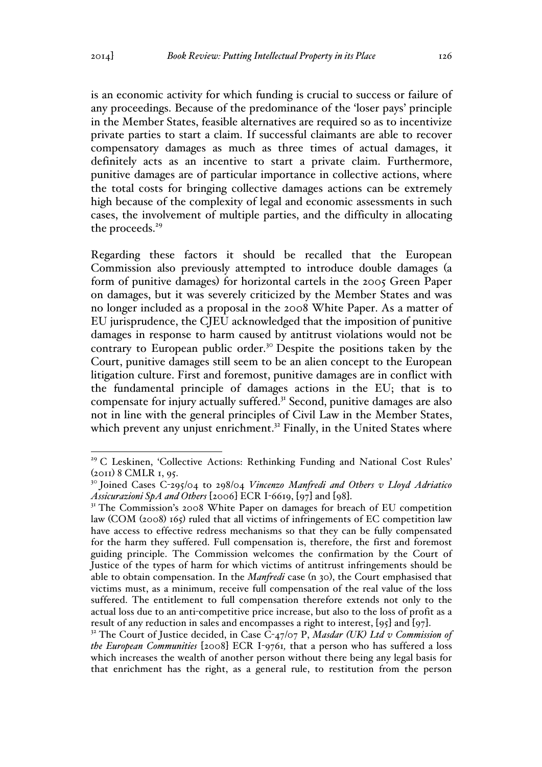is an economic activity for which funding is crucial to success or failure of any proceedings. Because of the predominance of the 'loser pays' principle in the Member States, feasible alternatives are required so as to incentivize private parties to start a claim. If successful claimants are able to recover compensatory damages as much as three times of actual damages, it definitely acts as an incentive to start a private claim. Furthermore, punitive damages are of particular importance in collective actions, where the total costs for bringing collective damages actions can be extremely high because of the complexity of legal and economic assessments in such cases, the involvement of multiple parties, and the difficulty in allocating the proceeds.[29]

Regarding these factors it should be recalled that the European Commission also previously attempted to introduce double damages (a form of punitive damages) for horizontal cartels in the 2005 Green Paper on damages, but it was severely criticized by the Member States and was no longer included as a proposal in the 2008 White Paper. As a matter of EU jurisprudence, the CJEU acknowledged that the imposition of punitive damages in response to harm caused by antitrust violations would not be contrary to European public order.[30] Despite the positions taken by the Court, punitive damages still seem to be an alien concept to the European litigation culture. First and foremost, punitive damages are in conflict with the fundamental principle of damages actions in the EU; that is to compensate for injury actually suffered.[31] Second, punitive damages are also not in line with the general principles of Civil Law in the Member States, which prevent any unjust enrichment.[32] Finally, in the United States where

---

[29] C Leskinen, 'Collective Actions: Rethinking Funding and National Cost Rules' (2011) 8 CMLR 1, 95.

[30] Joined Cases C-295/04 to 298/04 *Vincenzo Manfredi and Others v Lloyd Adriatico Assicurazioni SpA and Others* [2006] ECR I-6619, [97] and [98].

[31] The Commission's 2008 White Paper on damages for breach of EU competition law (COM (2008) 165) ruled that all victims of infringements of EC competition law have access to effective redress mechanisms so that they can be fully compensated for the harm they suffered. Full compensation is, therefore, the first and foremost guiding principle. The Commission welcomes the confirmation by the Court of Justice of the types of harm for which victims of antitrust infringements should be able to obtain compensation. In the *Manfredi* case (n 30), the Court emphasised that victims must, as a minimum, receive full compensation of the real value of the loss suffered. The entitlement to full compensation therefore extends not only to the actual loss due to an anti-competitive price increase, but also to the loss of profit as a result of any reduction in sales and encompasses a right to interest, [95] and [97].

[32] The Court of Justice decided, in Case C-47/07 P, *Masdar (UK) Ltd v Commission of the European Communities* [2008] ECR I-9761*,* that a person who has suffered a loss which increases the wealth of another person without there being any legal basis for that enrichment has the right, as a general rule, to restitution from the person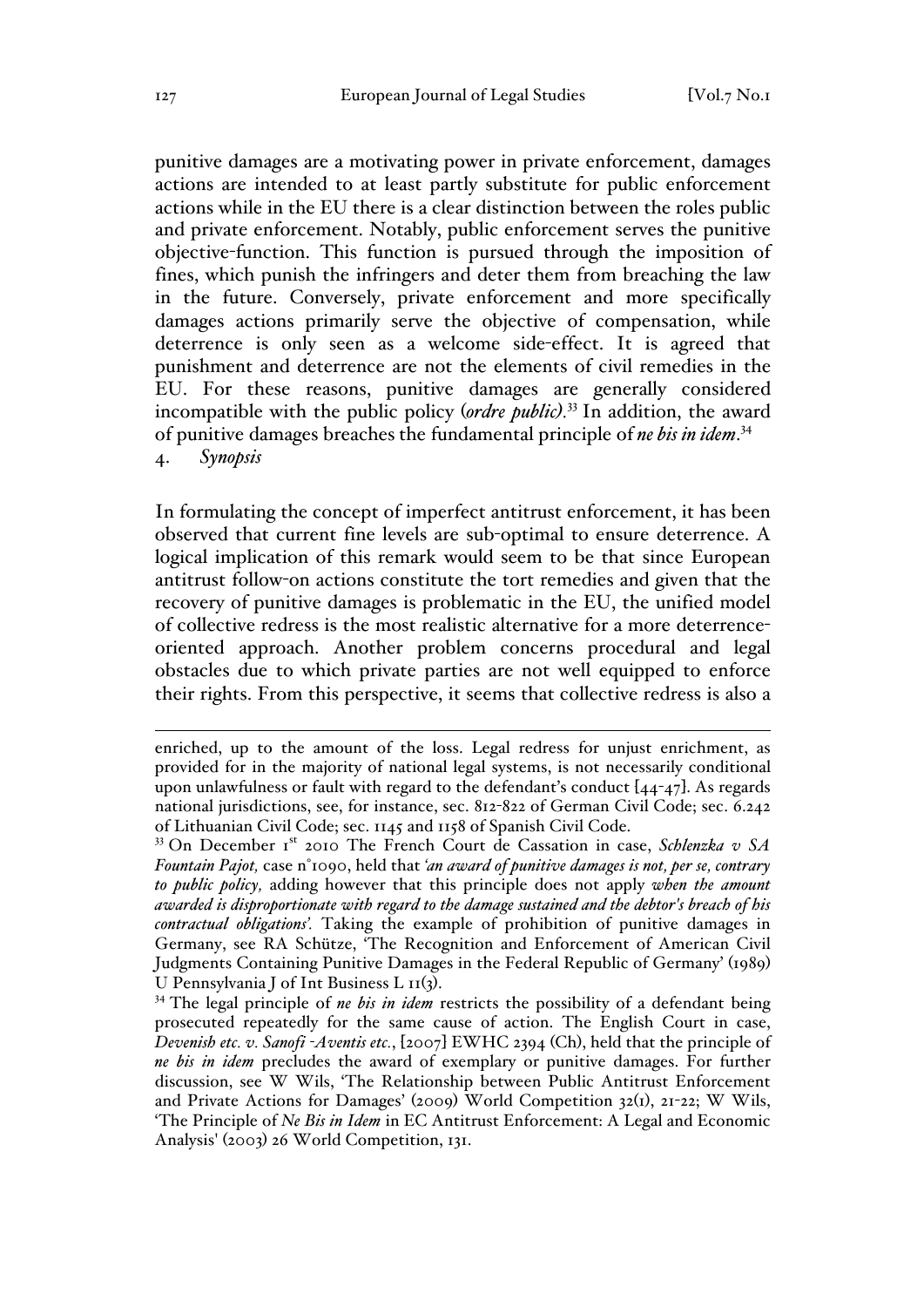punitive damages are a motivating power in private enforcement, damages actions are intended to at least partly substitute for public enforcement actions while in the EU there is a clear distinction between the roles public and private enforcement. Notably, public enforcement serves the punitive objective-function. This function is pursued through the imposition of fines, which punish the infringers and deter them from breaching the law in the future. Conversely, private enforcement and more specifically damages actions primarily serve the objective of compensation, while deterrence is only seen as a welcome side-effect. It is agreed that punishment and deterrence are not the elements of civil remedies in the EU. For these reasons, punitive damages are generally considered incompatible with the public policy (*ordre public)*.[33] In addition, the award of punitive damages breaches the fundamental principle of *ne bis in idem*.[34]

4. *Synopsis*

In formulating the concept of imperfect antitrust enforcement, it has been observed that current fine levels are sub-optimal to ensure deterrence. A logical implication of this remark would seem to be that since European antitrust follow-on actions constitute the tort remedies and given that the recovery of punitive damages is problematic in the EU, the unified model of collective redress is the most realistic alternative for a more deterrence-oriented approach. Another problem concerns procedural and legal obstacles due to which private parties are not well equipped to enforce their rights. From this perspective, it seems that collective redress is also a

---

enriched, up to the amount of the loss. Legal redress for unjust enrichment, as provided for in the majority of national legal systems, is not necessarily conditional upon unlawfulness or fault with regard to the defendant's conduct [44-47]. As regards national jurisdictions, see, for instance, sec. 812-822 of German Civil Code; sec. 6.242 of Lithuanian Civil Code; sec. 1145 and 1158 of Spanish Civil Code.

[33] On December 1st 2010 The French Court de Cassation in case, *Schlenzka v SA Fountain Pajot,* case n°1090, held that *'an award of punitive damages is not, per se, contrary to public policy,* adding however that this principle does not apply *when the amount awarded is disproportionate with regard to the damage sustained and the debtor's breach of his contractual obligations'.* Taking the example of prohibition of punitive damages in Germany, see RA Schütze, 'The Recognition and Enforcement of American Civil Judgments Containing Punitive Damages in the Federal Republic of Germany' (1989) U Pennsylvania J of Int Business L 11(3).

[34] The legal principle of *ne bis in idem* restricts the possibility of a defendant being prosecuted repeatedly for the same cause of action. The English Court in case, *Devenish etc. v. Sanofi -Aventis etc.*, [2007] EWHC 2394 (Ch), held that the principle of *ne bis in idem* precludes the award of exemplary or punitive damages. For further discussion, see W Wils, 'The Relationship between Public Antitrust Enforcement and Private Actions for Damages' (2009) World Competition 32(1), 21-22; W Wils, 'The Principle of *Ne Bis in Idem* in EC Antitrust Enforcement: A Legal and Economic Analysis' (2003) 26 World Competition, 131.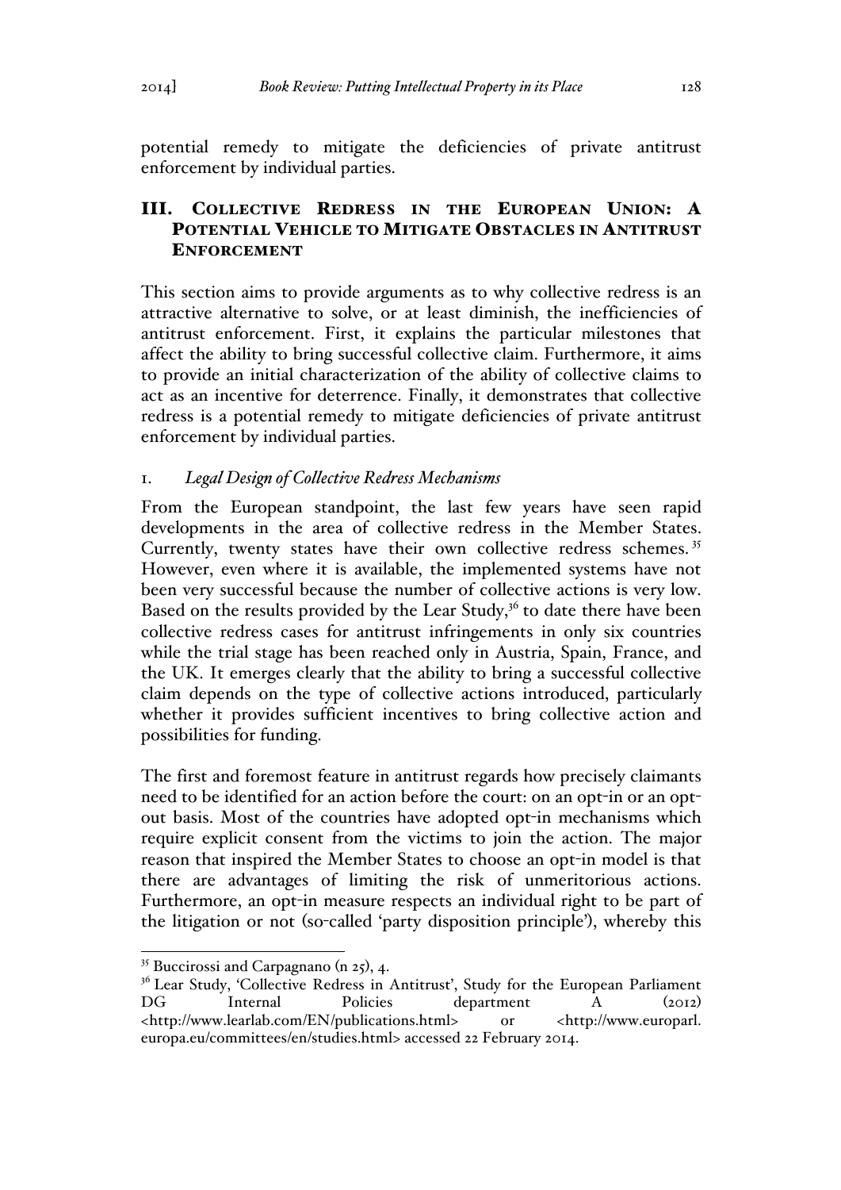potential remedy to mitigate the deficiencies of private antitrust enforcement by individual parties.

## III. Collective Redress in the European Union: A Potential Vehicle to Mitigate Obstacles in Antitrust Enforcement

This section aims to provide arguments as to why collective redress is an attractive alternative to solve, or at least diminish, the inefficiencies of antitrust enforcement. First, it explains the particular milestones that affect the ability to bring successful collective claim. Furthermore, it aims to provide an initial characterization of the ability of collective claims to act as an incentive for deterrence. Finally, it demonstrates that collective redress is a potential remedy to mitigate deficiencies of private antitrust enforcement by individual parties.

### 1. *Legal Design of Collective Redress Mechanisms*

From the European standpoint, the last few years have seen rapid developments in the area of collective redress in the Member States. Currently, twenty states have their own collective redress schemes.[35] However, even where it is available, the implemented systems have not been very successful because the number of collective actions is very low. Based on the results provided by the Lear Study,[36] to date there have been collective redress cases for antitrust infringements in only six countries while the trial stage has been reached only in Austria, Spain, France, and the UK. It emerges clearly that the ability to bring a successful collective claim depends on the type of collective actions introduced, particularly whether it provides sufficient incentives to bring collective action and possibilities for funding.

The first and foremost feature in antitrust regards how precisely claimants need to be identified for an action before the court: on an opt-in or an opt-out basis. Most of the countries have adopted opt-in mechanisms which require explicit consent from the victims to join the action. The major reason that inspired the Member States to choose an opt-in model is that there are advantages of limiting the risk of unmeritorious actions. Furthermore, an opt-in measure respects an individual right to be part of the litigation or not (so-called 'party disposition principle'), whereby this

---

[35] Buccirossi and Carpagnano (n 25), 4.

[36] Lear Study, 'Collective Redress in Antitrust', Study for the European Parliament DG Internal Policies department A (2012) <http://www.learlab.com/EN/publications.html> or <http://www.europarl.europa.eu/committees/en/studies.html> accessed 22 February 2014.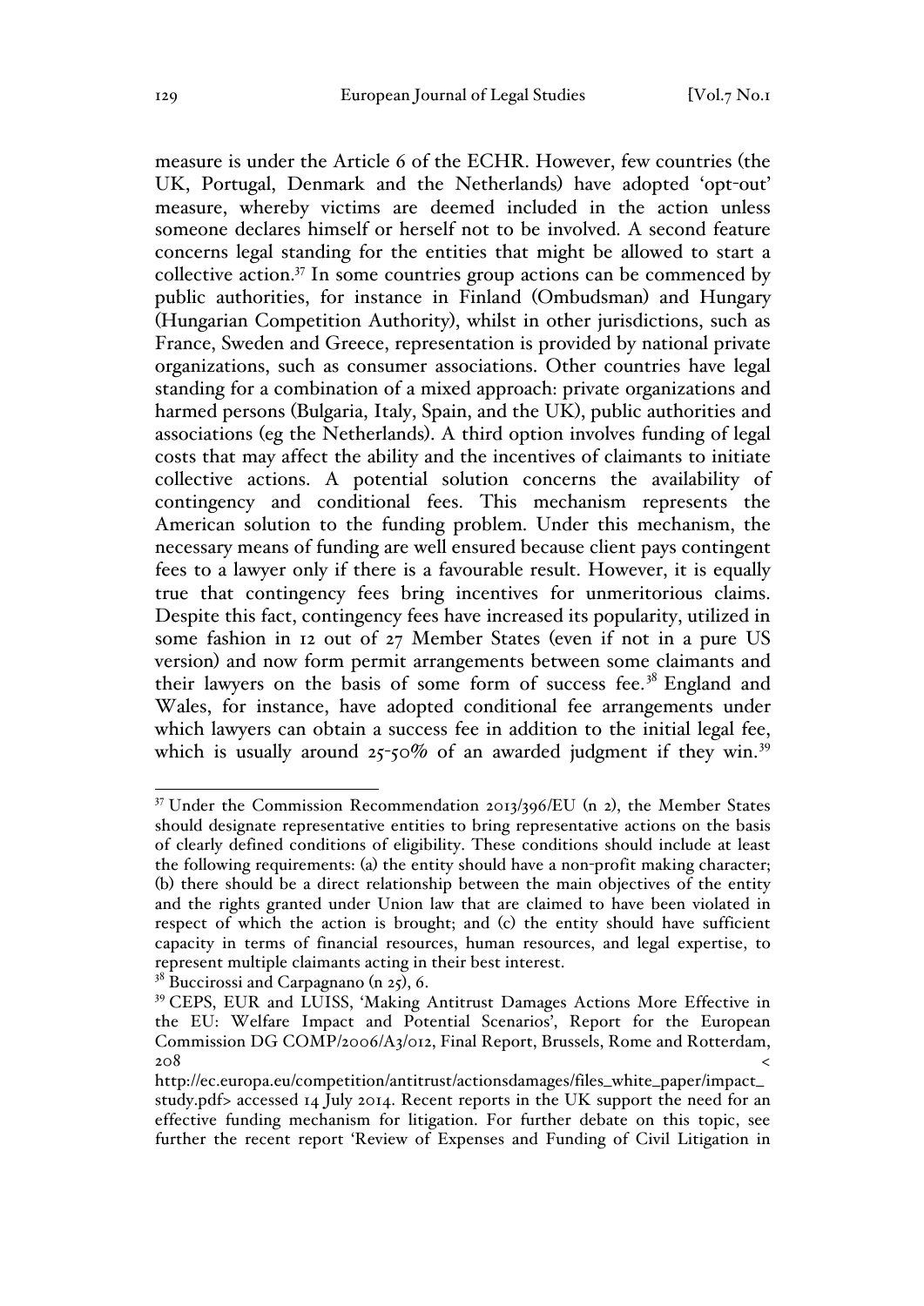measure is under the Article 6 of the ECHR. However, few countries (the UK, Portugal, Denmark and the Netherlands) have adopted 'opt-out' measure, whereby victims are deemed included in the action unless someone declares himself or herself not to be involved. A second feature concerns legal standing for the entities that might be allowed to start a collective action.[37] In some countries group actions can be commenced by public authorities, for instance in Finland (Ombudsman) and Hungary (Hungarian Competition Authority), whilst in other jurisdictions, such as France, Sweden and Greece, representation is provided by national private organizations, such as consumer associations. Other countries have legal standing for a combination of a mixed approach: private organizations and harmed persons (Bulgaria, Italy, Spain, and the UK), public authorities and associations (eg the Netherlands). A third option involves funding of legal costs that may affect the ability and the incentives of claimants to initiate collective actions. A potential solution concerns the availability of contingency and conditional fees. This mechanism represents the American solution to the funding problem. Under this mechanism, the necessary means of funding are well ensured because client pays contingent fees to a lawyer only if there is a favourable result. However, it is equally true that contingency fees bring incentives for unmeritorious claims. Despite this fact, contingency fees have increased its popularity, utilized in some fashion in 12 out of 27 Member States (even if not in a pure US version) and now form permit arrangements between some claimants and their lawyers on the basis of some form of success fee.[38] England and Wales, for instance, have adopted conditional fee arrangements under which lawyers can obtain a success fee in addition to the initial legal fee, which is usually around 25-50% of an awarded judgment if they win.[39]

---

[37] Under the Commission Recommendation 2013/396/EU (n 2), the Member States should designate representative entities to bring representative actions on the basis of clearly defined conditions of eligibility. These conditions should include at least the following requirements: (a) the entity should have a non-profit making character; (b) there should be a direct relationship between the main objectives of the entity and the rights granted under Union law that are claimed to have been violated in respect of which the action is brought; and (c) the entity should have sufficient capacity in terms of financial resources, human resources, and legal expertise, to represent multiple claimants acting in their best interest.

[38] Buccirossi and Carpagnano (n 25), 6.

[39] CEPS, EUR and LUISS, 'Making Antitrust Damages Actions More Effective in the EU: Welfare Impact and Potential Scenarios', Report for the European Commission DG COMP/2006/A3/012, Final Report, Brussels, Rome and Rotterdam, 208 <http://ec.europa.eu/competition/antitrust/actionsdamages/files_white_paper/impact_study.pdf> accessed 14 July 2014. Recent reports in the UK support the need for an effective funding mechanism for litigation. For further debate on this topic, see further the recent report 'Review of Expenses and Funding of Civil Litigation in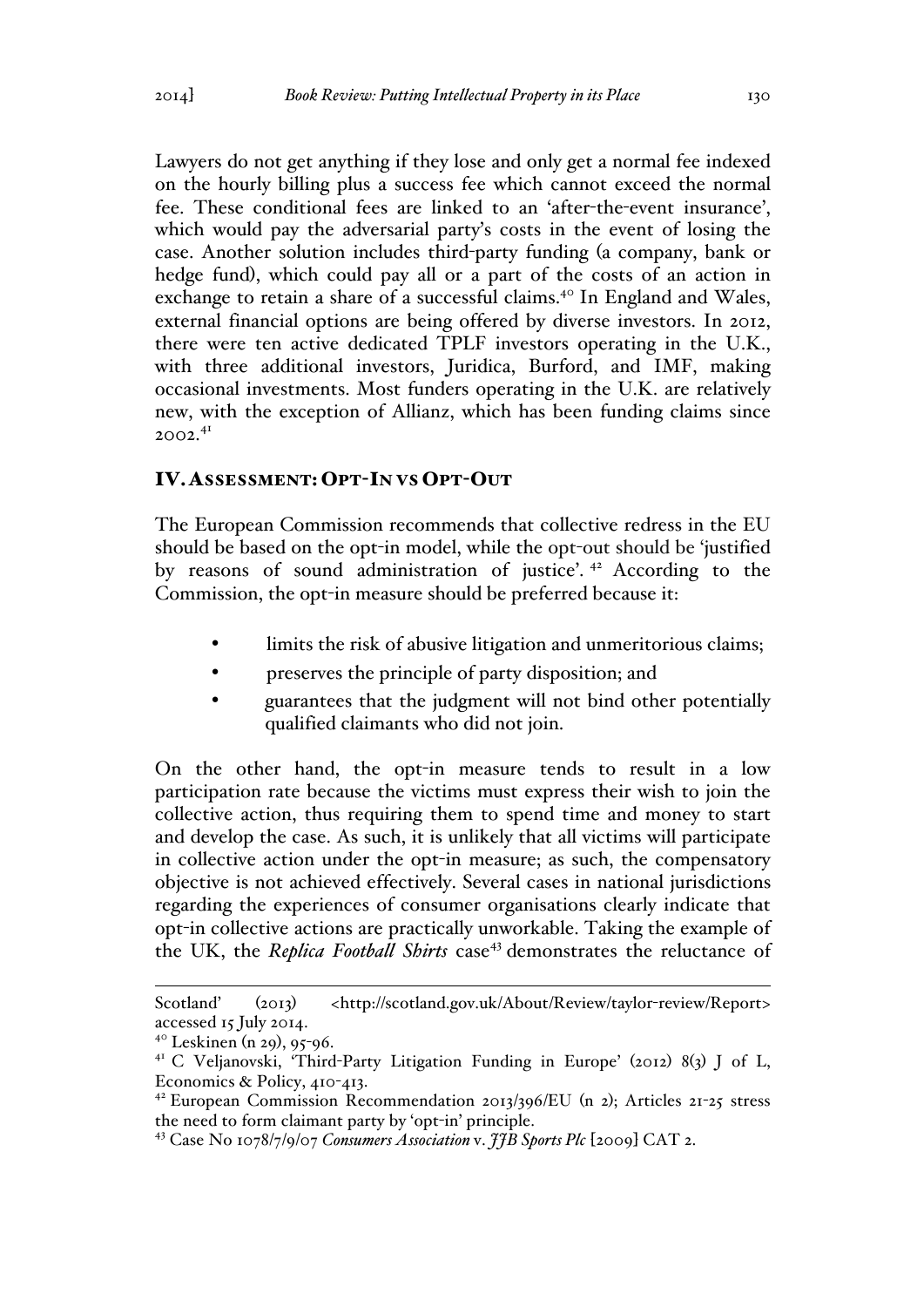Lawyers do not get anything if they lose and only get a normal fee indexed on the hourly billing plus a success fee which cannot exceed the normal fee. These conditional fees are linked to an 'after-the-event insurance', which would pay the adversarial party's costs in the event of losing the case. Another solution includes third-party funding (a company, bank or hedge fund), which could pay all or a part of the costs of an action in exchange to retain a share of a successful claims.[40] In England and Wales, external financial options are being offered by diverse investors. In 2012, there were ten active dedicated TPLF investors operating in the U.K., with three additional investors, Juridica, Burford, and IMF, making occasional investments. Most funders operating in the U.K. are relatively new, with the exception of Allianz, which has been funding claims since 2002.[41]

## IV. Assessment: Opt-In vs Opt-Out

The European Commission recommends that collective redress in the EU should be based on the opt-in model, while the opt-out should be 'justified by reasons of sound administration of justice'.[42] According to the Commission, the opt-in measure should be preferred because it:

- limits the risk of abusive litigation and unmeritorious claims;
- preserves the principle of party disposition; and
- guarantees that the judgment will not bind other potentially qualified claimants who did not join.

On the other hand, the opt-in measure tends to result in a low participation rate because the victims must express their wish to join the collective action, thus requiring them to spend time and money to start and develop the case. As such, it is unlikely that all victims will participate in collective action under the opt-in measure; as such, the compensatory objective is not achieved effectively. Several cases in national jurisdictions regarding the experiences of consumer organisations clearly indicate that opt-in collective actions are practically unworkable. Taking the example of the UK, the *Replica Football Shirts* case[43] demonstrates the reluctance of

---

Scotland' (2013) <http://scotland.gov.uk/About/Review/taylor-review/Report> accessed 15 July 2014.

[40] Leskinen (n 29), 95-96.

[41] C Veljanovski, 'Third-Party Litigation Funding in Europe' (2012) 8(3) J of L, Economics & Policy, 410-413.

[42] European Commission Recommendation 2013/396/EU (n 2); Articles 21-25 stress the need to form claimant party by 'opt-in' principle.

[43] Case No 1078/7/9/07 *Consumers Association* v. *JJB Sports Plc* [2009] CAT 2.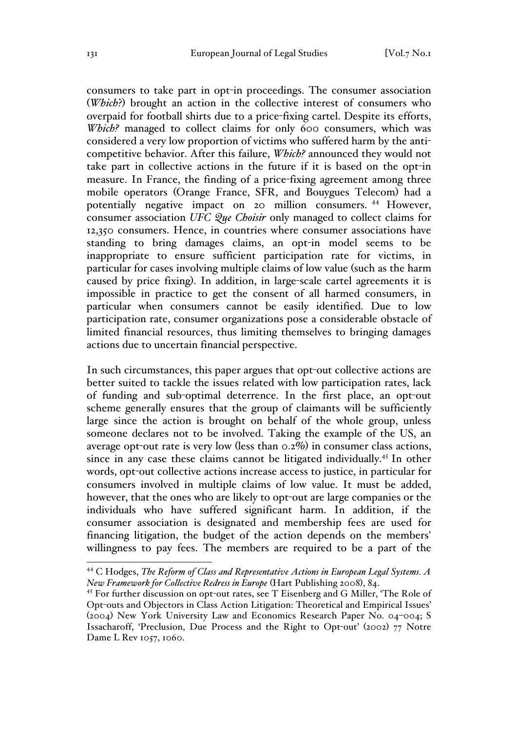consumers to take part in opt-in proceedings. The consumer association (*Which?*) brought an action in the collective interest of consumers who overpaid for football shirts due to a price-fixing cartel. Despite its efforts, *Which?* managed to collect claims for only 600 consumers, which was considered a very low proportion of victims who suffered harm by the anti-competitive behavior. After this failure, *Which?* announced they would not take part in collective actions in the future if it is based on the opt-in measure. In France, the finding of a price-fixing agreement among three mobile operators (Orange France, SFR, and Bouygues Telecom) had a potentially negative impact on 20 million consumers. [44] However, consumer association *UFC Que Choisir* only managed to collect claims for 12,350 consumers. Hence, in countries where consumer associations have standing to bring damages claims, an opt-in model seems to be inappropriate to ensure sufficient participation rate for victims, in particular for cases involving multiple claims of low value (such as the harm caused by price fixing). In addition, in large-scale cartel agreements it is impossible in practice to get the consent of all harmed consumers, in particular when consumers cannot be easily identified. Due to low participation rate, consumer organizations pose a considerable obstacle of limited financial resources, thus limiting themselves to bringing damages actions due to uncertain financial perspective.

In such circumstances, this paper argues that opt-out collective actions are better suited to tackle the issues related with low participation rates, lack of funding and sub-optimal deterrence. In the first place, an opt-out scheme generally ensures that the group of claimants will be sufficiently large since the action is brought on behalf of the whole group, unless someone declares not to be involved. Taking the example of the US, an average opt-out rate is very low (less than 0.2%) in consumer class actions, since in any case these claims cannot be litigated individually.[45] In other words, opt-out collective actions increase access to justice, in particular for consumers involved in multiple claims of low value. It must be added, however, that the ones who are likely to opt-out are large companies or the individuals who have suffered significant harm. In addition, if the consumer association is designated and membership fees are used for financing litigation, the budget of the action depends on the members' willingness to pay fees. The members are required to be a part of the

---

[44] C Hodges, *The Reform of Class and Representative Actions in European Legal Systems. A New Framework for Collective Redress in Europe* (Hart Publishing 2008), 84.

[45] For further discussion on opt-out rates, see T Eisenberg and G Miller, 'The Role of Opt-outs and Objectors in Class Action Litigation: Theoretical and Empirical Issues' (2004) New York University Law and Economics Research Paper No. 04-004; S Issacharoff, 'Preclusion, Due Process and the Right to Opt-out' (2002) 77 Notre Dame L Rev 1057, 1060.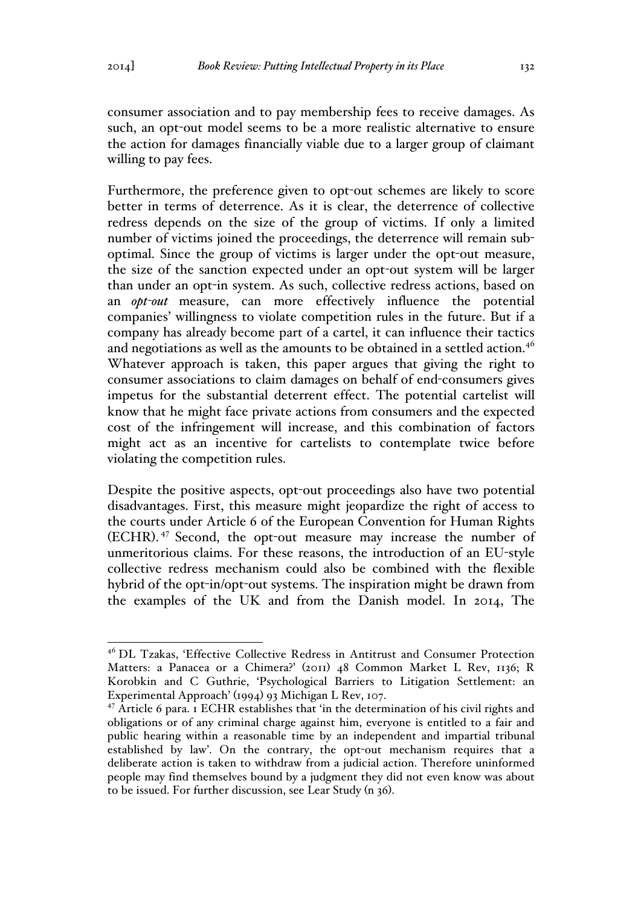consumer association and to pay membership fees to receive damages. As such, an opt-out model seems to be a more realistic alternative to ensure the action for damages financially viable due to a larger group of claimant willing to pay fees.

Furthermore, the preference given to opt-out schemes are likely to score better in terms of deterrence. As it is clear, the deterrence of collective redress depends on the size of the group of victims. If only a limited number of victims joined the proceedings, the deterrence will remain sub-optimal. Since the group of victims is larger under the opt-out measure, the size of the sanction expected under an opt-out system will be larger than under an opt-in system. As such, collective redress actions, based on an *opt-out* measure, can more effectively influence the potential companies' willingness to violate competition rules in the future. But if a company has already become part of a cartel, it can influence their tactics and negotiations as well as the amounts to be obtained in a settled action.[46] Whatever approach is taken, this paper argues that giving the right to consumer associations to claim damages on behalf of end-consumers gives impetus for the substantial deterrent effect. The potential cartelist will know that he might face private actions from consumers and the expected cost of the infringement will increase, and this combination of factors might act as an incentive for cartelists to contemplate twice before violating the competition rules.

Despite the positive aspects, opt-out proceedings also have two potential disadvantages. First, this measure might jeopardize the right of access to the courts under Article 6 of the European Convention for Human Rights (ECHR).[47] Second, the opt-out measure may increase the number of unmeritorious claims. For these reasons, the introduction of an EU-style collective redress mechanism could also be combined with the flexible hybrid of the opt-in/opt-out systems. The inspiration might be drawn from the examples of the UK and from the Danish model. In 2014, The

---

[46] DL Tzakas, 'Effective Collective Redress in Antitrust and Consumer Protection Matters: a Panacea or a Chimera?' (2011) 48 Common Market L Rev, 1136; R Korobkin and C Guthrie, 'Psychological Barriers to Litigation Settlement: an Experimental Approach' (1994) 93 Michigan L Rev, 107.

[47] Article 6 para. 1 ECHR establishes that 'in the determination of his civil rights and obligations or of any criminal charge against him, everyone is entitled to a fair and public hearing within a reasonable time by an independent and impartial tribunal established by law'. On the contrary, the opt-out mechanism requires that a deliberate action is taken to withdraw from a judicial action. Therefore uninformed people may find themselves bound by a judgment they did not even know was about to be issued. For further discussion, see Lear Study (n 36).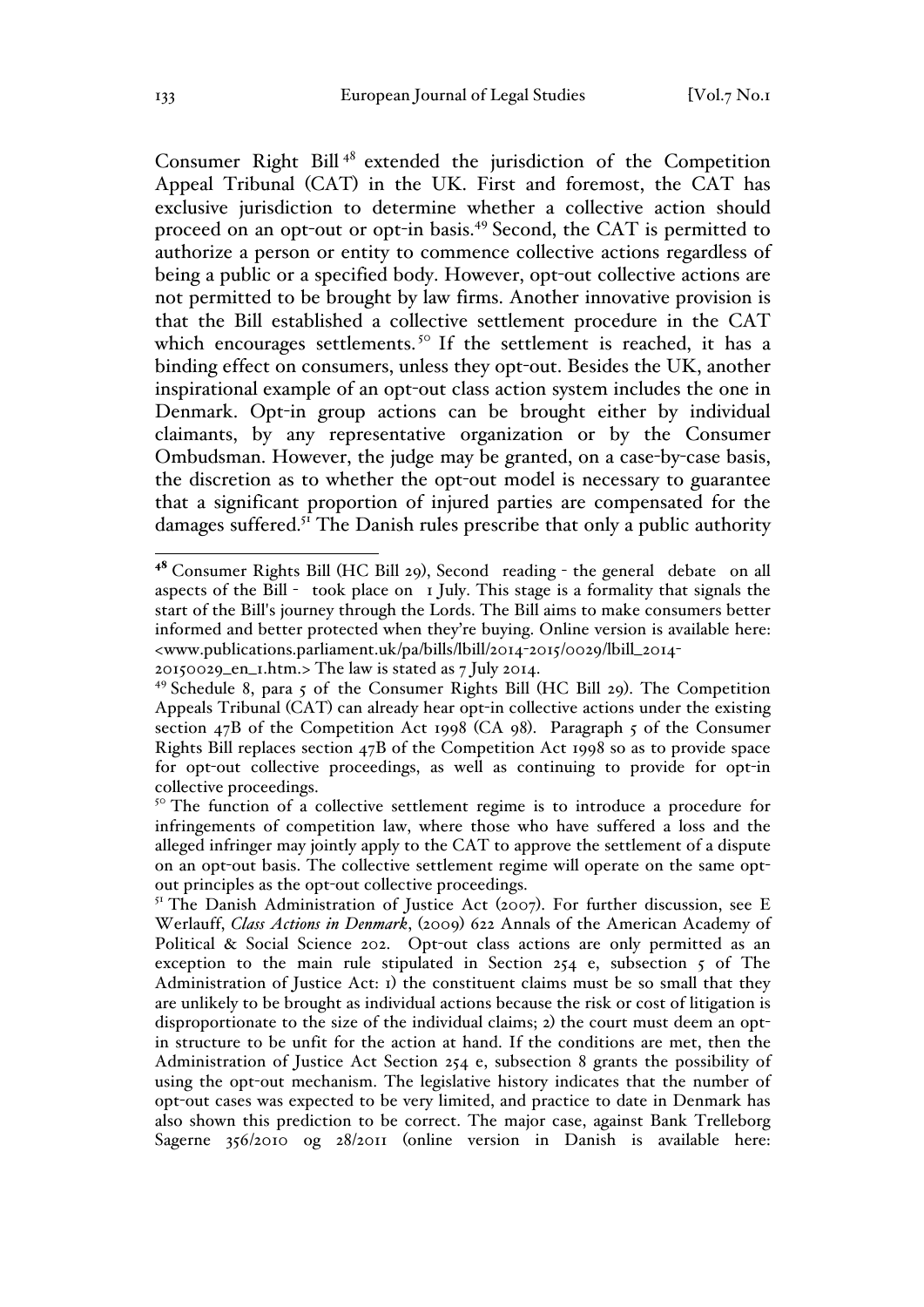Consumer Right Bill [48] extended the jurisdiction of the Competition Appeal Tribunal (CAT) in the UK. First and foremost, the CAT has exclusive jurisdiction to determine whether a collective action should proceed on an opt-out or opt-in basis.[49] Second, the CAT is permitted to authorize a person or entity to commence collective actions regardless of being a public or a specified body. However, opt-out collective actions are not permitted to be brought by law firms. Another innovative provision is that the Bill established a collective settlement procedure in the CAT which encourages settlements.[50] If the settlement is reached, it has a binding effect on consumers, unless they opt-out. Besides the UK, another inspirational example of an opt-out class action system includes the one in Denmark. Opt-in group actions can be brought either by individual claimants, by any representative organization or by the Consumer Ombudsman. However, the judge may be granted, on a case-by-case basis, the discretion as to whether the opt-out model is necessary to guarantee that a significant proportion of injured parties are compensated for the damages suffered.[51] The Danish rules prescribe that only a public authority

---

[48] Consumer Rights Bill (HC Bill 29), Second reading - the general debate on all aspects of the Bill - took place on 1 July. This stage is a formality that signals the start of the Bill's journey through the Lords. The Bill aims to make consumers better informed and better protected when they're buying. Online version is available here: <www.publications.parliament.uk/pa/bills/lbill/2014-2015/0029/lbill_2014-20150029_en_1.htm.> The law is stated as 7 July 2014.

[49] Schedule 8, para 5 of the Consumer Rights Bill (HC Bill 29). The Competition Appeals Tribunal (CAT) can already hear opt-in collective actions under the existing section 47B of the Competition Act 1998 (CA 98). Paragraph 5 of the Consumer Rights Bill replaces section 47B of the Competition Act 1998 so as to provide space for opt-out collective proceedings, as well as continuing to provide for opt-in collective proceedings.

[50] The function of a collective settlement regime is to introduce a procedure for infringements of competition law, where those who have suffered a loss and the alleged infringer may jointly apply to the CAT to approve the settlement of a dispute on an opt-out basis. The collective settlement regime will operate on the same opt-out principles as the opt-out collective proceedings.

[51] The Danish Administration of Justice Act (2007). For further discussion, see E Werlauff, *Class Actions in Denmark*, (2009) 622 Annals of the American Academy of Political & Social Science 202. Opt-out class actions are only permitted as an exception to the main rule stipulated in Section 254 e, subsection 5 of The Administration of Justice Act: 1) the constituent claims must be so small that they are unlikely to be brought as individual actions because the risk or cost of litigation is disproportionate to the size of the individual claims; 2) the court must deem an opt-in structure to be unfit for the action at hand. If the conditions are met, then the Administration of Justice Act Section 254 e, subsection 8 grants the possibility of using the opt-out mechanism. The legislative history indicates that the number of opt-out cases was expected to be very limited, and practice to date in Denmark has also shown this prediction to be correct. The major case, against Bank Trelleborg Sagerne 356/2010 og 28/2011 (online version in Danish is available here: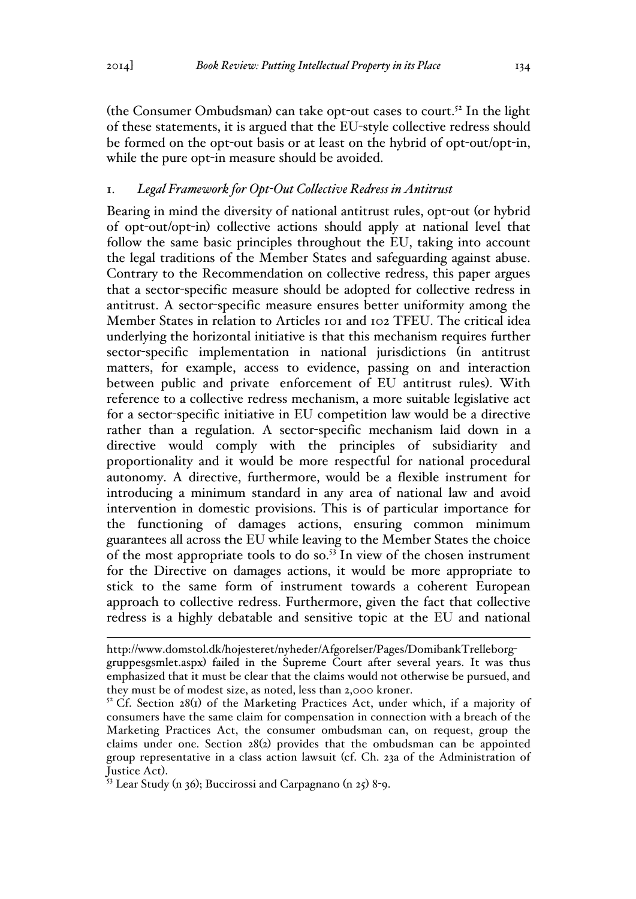(the Consumer Ombudsman) can take opt-out cases to court.[52] In the light of these statements, it is argued that the EU-style collective redress should be formed on the opt-out basis or at least on the hybrid of opt-out/opt-in, while the pure opt-in measure should be avoided.

### 1. *Legal Framework for Opt-Out Collective Redress in Antitrust*

Bearing in mind the diversity of national antitrust rules, opt-out (or hybrid of opt-out/opt-in) collective actions should apply at national level that follow the same basic principles throughout the EU, taking into account the legal traditions of the Member States and safeguarding against abuse. Contrary to the Recommendation on collective redress, this paper argues that a sector-specific measure should be adopted for collective redress in antitrust. A sector-specific measure ensures better uniformity among the Member States in relation to Articles 101 and 102 TFEU. The critical idea underlying the horizontal initiative is that this mechanism requires further sector-specific implementation in national jurisdictions (in antitrust matters, for example, access to evidence, passing on and interaction between public and private enforcement of EU antitrust rules). With reference to a collective redress mechanism, a more suitable legislative act for a sector-specific initiative in EU competition law would be a directive rather than a regulation. A sector-specific mechanism laid down in a directive would comply with the principles of subsidiarity and proportionality and it would be more respectful for national procedural autonomy. A directive, furthermore, would be a flexible instrument for introducing a minimum standard in any area of national law and avoid intervention in domestic provisions. This is of particular importance for the functioning of damages actions, ensuring common minimum guarantees all across the EU while leaving to the Member States the choice of the most appropriate tools to do so.[53] In view of the chosen instrument for the Directive on damages actions, it would be more appropriate to stick to the same form of instrument towards a coherent European approach to collective redress. Furthermore, given the fact that collective redress is a highly debatable and sensitive topic at the EU and national

---

http://www.domstol.dk/hojesteret/nyheder/Afgorelser/Pages/DomibankTrelleborg-gruppesgsmlet.aspx) failed in the Supreme Court after several years. It was thus emphasized that it must be clear that the claims would not otherwise be pursued, and they must be of modest size, as noted, less than 2,000 kroner.

[52] Cf. Section 28(1) of the Marketing Practices Act, under which, if a majority of consumers have the same claim for compensation in connection with a breach of the Marketing Practices Act, the consumer ombudsman can, on request, group the claims under one. Section 28(2) provides that the ombudsman can be appointed group representative in a class action lawsuit (cf. Ch. 23a of the Administration of Justice Act).

[53] Lear Study (n 36); Buccirossi and Carpagnano (n 25) 8-9.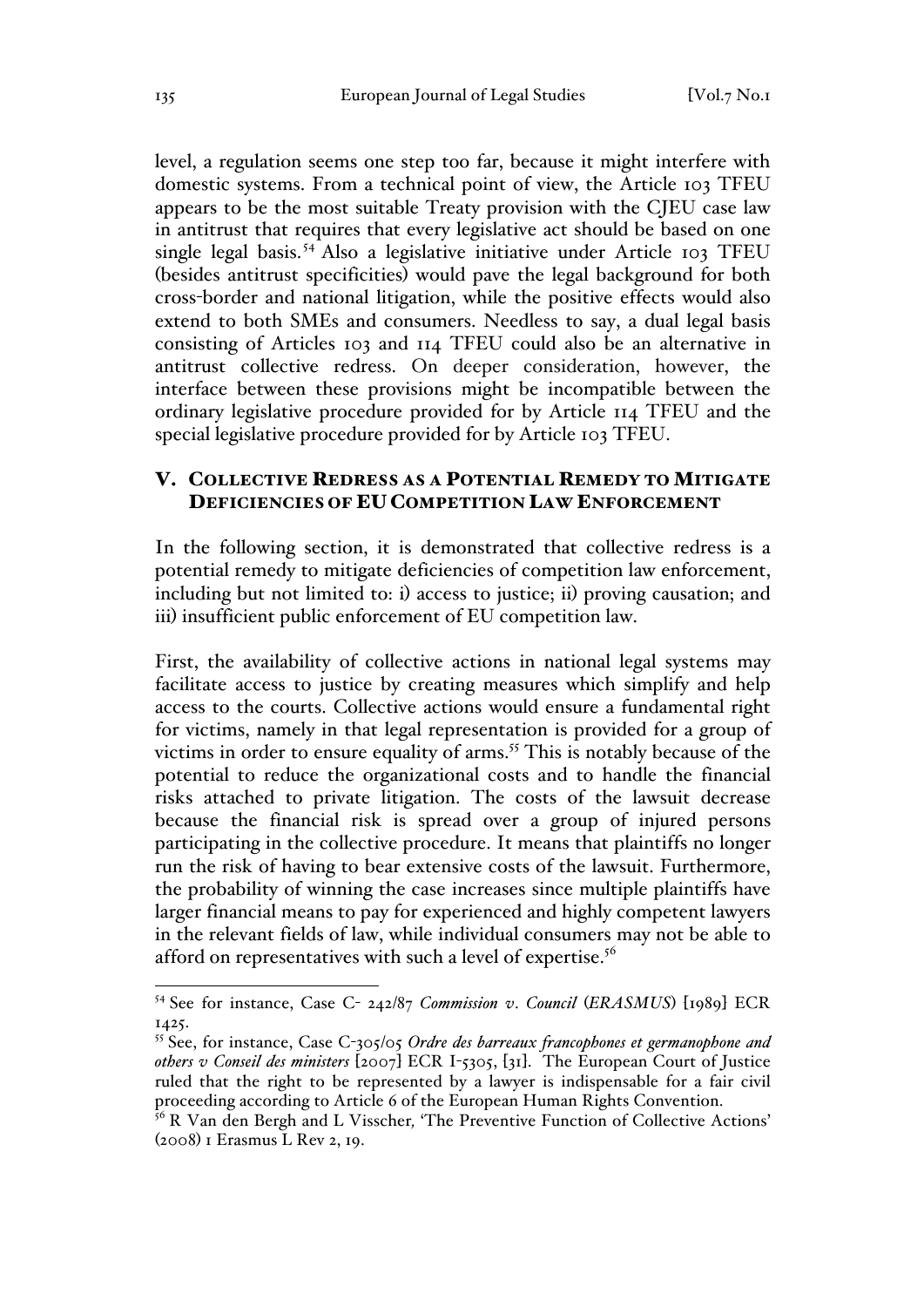level, a regulation seems one step too far, because it might interfere with domestic systems. From a technical point of view, the Article 103 TFEU appears to be the most suitable Treaty provision with the CJEU case law in antitrust that requires that every legislative act should be based on one single legal basis.[54] Also a legislative initiative under Article 103 TFEU (besides antitrust specificities) would pave the legal background for both cross-border and national litigation, while the positive effects would also extend to both SMEs and consumers. Needless to say, a dual legal basis consisting of Articles 103 and 114 TFEU could also be an alternative in antitrust collective redress. On deeper consideration, however, the interface between these provisions might be incompatible between the ordinary legislative procedure provided for by Article 114 TFEU and the special legislative procedure provided for by Article 103 TFEU.

## V. Collective Redress as a Potential Remedy to Mitigate Deficiencies of EU Competition Law Enforcement

In the following section, it is demonstrated that collective redress is a potential remedy to mitigate deficiencies of competition law enforcement, including but not limited to: i) access to justice; ii) proving causation; and iii) insufficient public enforcement of EU competition law.

First, the availability of collective actions in national legal systems may facilitate access to justice by creating measures which simplify and help access to the courts. Collective actions would ensure a fundamental right for victims, namely in that legal representation is provided for a group of victims in order to ensure equality of arms.[55] This is notably because of the potential to reduce the organizational costs and to handle the financial risks attached to private litigation. The costs of the lawsuit decrease because the financial risk is spread over a group of injured persons participating in the collective procedure. It means that plaintiffs no longer run the risk of having to bear extensive costs of the lawsuit. Furthermore, the probability of winning the case increases since multiple plaintiffs have larger financial means to pay for experienced and highly competent lawyers in the relevant fields of law, while individual consumers may not be able to afford on representatives with such a level of expertise.[56]

---

[54] See for instance, Case C- 242/87 *Commission v. Council (ERASMUS)* [1989] ECR 1425.

[55] See, for instance, Case C-305/05 *Ordre des barreaux francophones et germanophone and others v Conseil des ministers* [2007] ECR I-5305, [31]. The European Court of Justice ruled that the right to be represented by a lawyer is indispensable for a fair civil proceeding according to Article 6 of the European Human Rights Convention.

[56] R Van den Bergh and L Visscher, 'The Preventive Function of Collective Actions' (2008) 1 Erasmus L Rev 2, 19.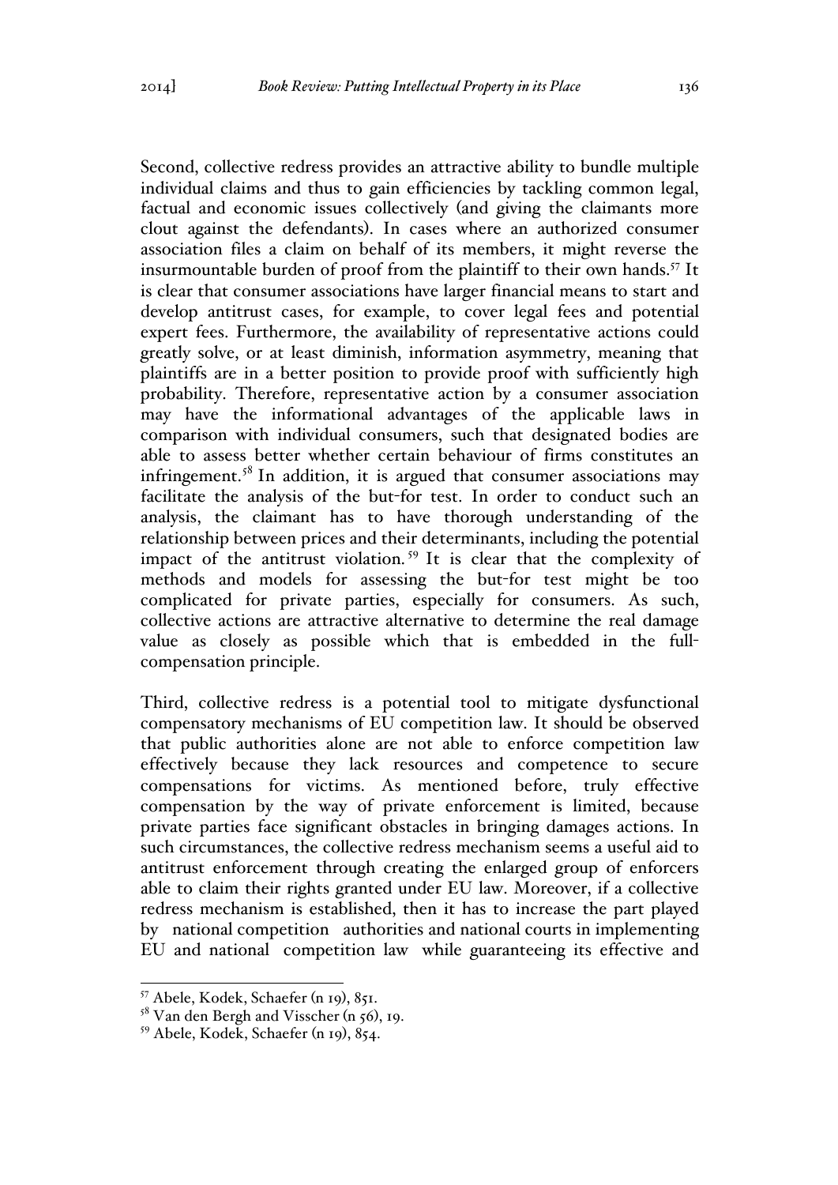Second, collective redress provides an attractive ability to bundle multiple individual claims and thus to gain efficiencies by tackling common legal, factual and economic issues collectively (and giving the claimants more clout against the defendants). In cases where an authorized consumer association files a claim on behalf of its members, it might reverse the insurmountable burden of proof from the plaintiff to their own hands.[57] It is clear that consumer associations have larger financial means to start and develop antitrust cases, for example, to cover legal fees and potential expert fees. Furthermore, the availability of representative actions could greatly solve, or at least diminish, information asymmetry, meaning that plaintiffs are in a better position to provide proof with sufficiently high probability. Therefore, representative action by a consumer association may have the informational advantages of the applicable laws in comparison with individual consumers, such that designated bodies are able to assess better whether certain behaviour of firms constitutes an infringement.[58] In addition, it is argued that consumer associations may facilitate the analysis of the but-for test. In order to conduct such an analysis, the claimant has to have thorough understanding of the relationship between prices and their determinants, including the potential impact of the antitrust violation.[59] It is clear that the complexity of methods and models for assessing the but-for test might be too complicated for private parties, especially for consumers. As such, collective actions are attractive alternative to determine the real damage value as closely as possible which that is embedded in the full-compensation principle.

Third, collective redress is a potential tool to mitigate dysfunctional compensatory mechanisms of EU competition law. It should be observed that public authorities alone are not able to enforce competition law effectively because they lack resources and competence to secure compensations for victims. As mentioned before, truly effective compensation by the way of private enforcement is limited, because private parties face significant obstacles in bringing damages actions. In such circumstances, the collective redress mechanism seems a useful aid to antitrust enforcement through creating the enlarged group of enforcers able to claim their rights granted under EU law. Moreover, if a collective redress mechanism is established, then it has to increase the part played by national competition authorities and national courts in implementing EU and national competition law while guaranteeing its effective and

---

[57] Abele, Kodek, Schaefer (n 19), 851.

[58] Van den Bergh and Visscher (n 56), 19.

[59] Abele, Kodek, Schaefer (n 19), 854.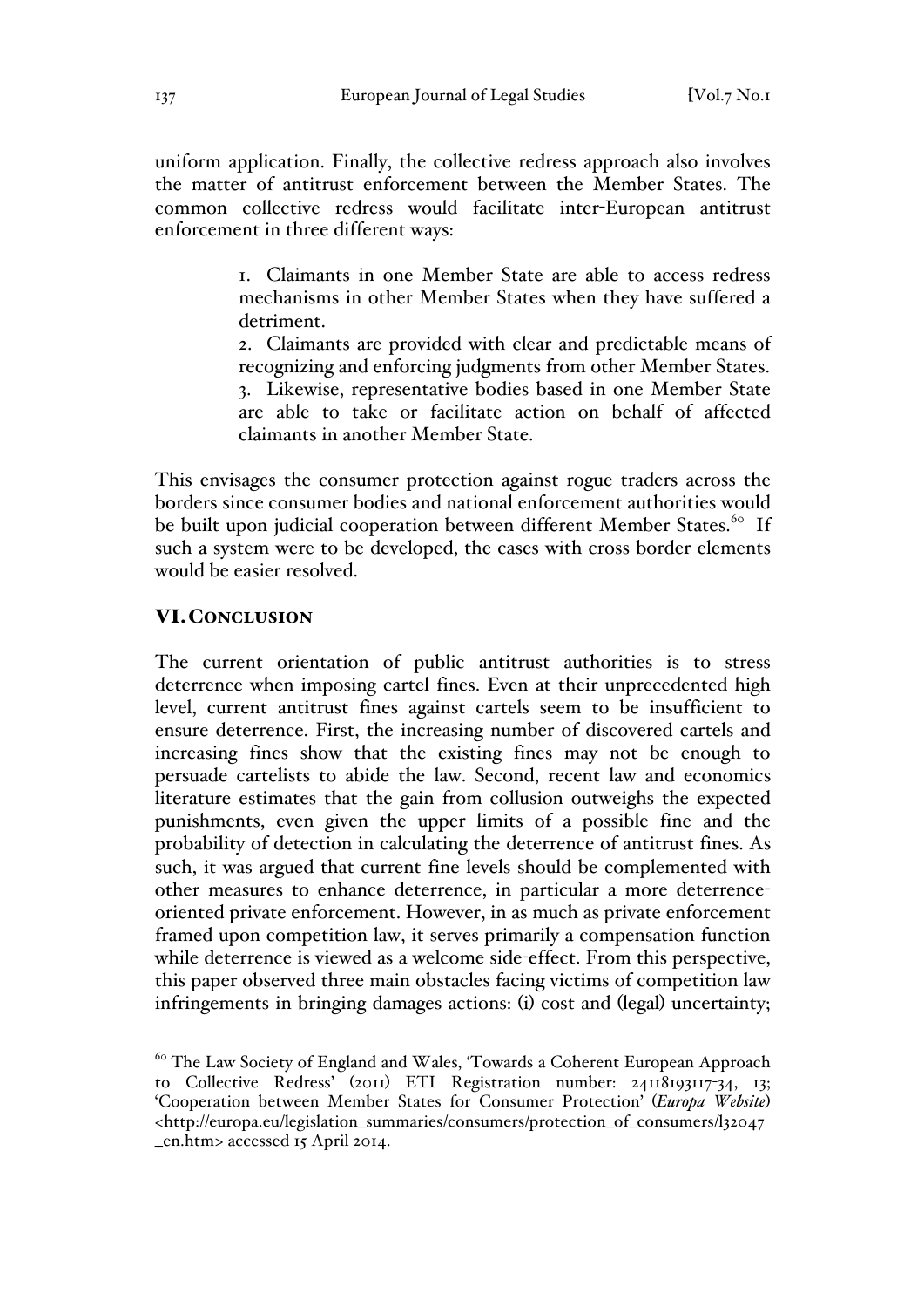uniform application. Finally, the collective redress approach also involves the matter of antitrust enforcement between the Member States. The common collective redress would facilitate inter-European antitrust enforcement in three different ways:

> 1. Claimants in one Member State are able to access redress mechanisms in other Member States when they have suffered a detriment.
> 2. Claimants are provided with clear and predictable means of recognizing and enforcing judgments from other Member States.
> 3. Likewise, representative bodies based in one Member State are able to take or facilitate action on behalf of affected claimants in another Member State.

This envisages the consumer protection against rogue traders across the borders since consumer bodies and national enforcement authorities would be built upon judicial cooperation between different Member States.[60] If such a system were to be developed, the cases with cross border elements would be easier resolved.

## VI. Conclusion

The current orientation of public antitrust authorities is to stress deterrence when imposing cartel fines. Even at their unprecedented high level, current antitrust fines against cartels seem to be insufficient to ensure deterrence. First, the increasing number of discovered cartels and increasing fines show that the existing fines may not be enough to persuade cartelists to abide the law. Second, recent law and economics literature estimates that the gain from collusion outweighs the expected punishments, even given the upper limits of a possible fine and the probability of detection in calculating the deterrence of antitrust fines. As such, it was argued that current fine levels should be complemented with other measures to enhance deterrence, in particular a more deterrence-oriented private enforcement. However, in as much as private enforcement framed upon competition law, it serves primarily a compensation function while deterrence is viewed as a welcome side-effect. From this perspective, this paper observed three main obstacles facing victims of competition law infringements in bringing damages actions: (i) cost and (legal) uncertainty;

---

[60] The Law Society of England and Wales, 'Towards a Coherent European Approach to Collective Redress' (2011) ETI Registration number: 24118193117-34, 13; 'Cooperation between Member States for Consumer Protection' (*Europa Website*) <http://europa.eu/legislation_summaries/consumers/protection_of_consumers/l32047_en.htm> accessed 15 April 2014.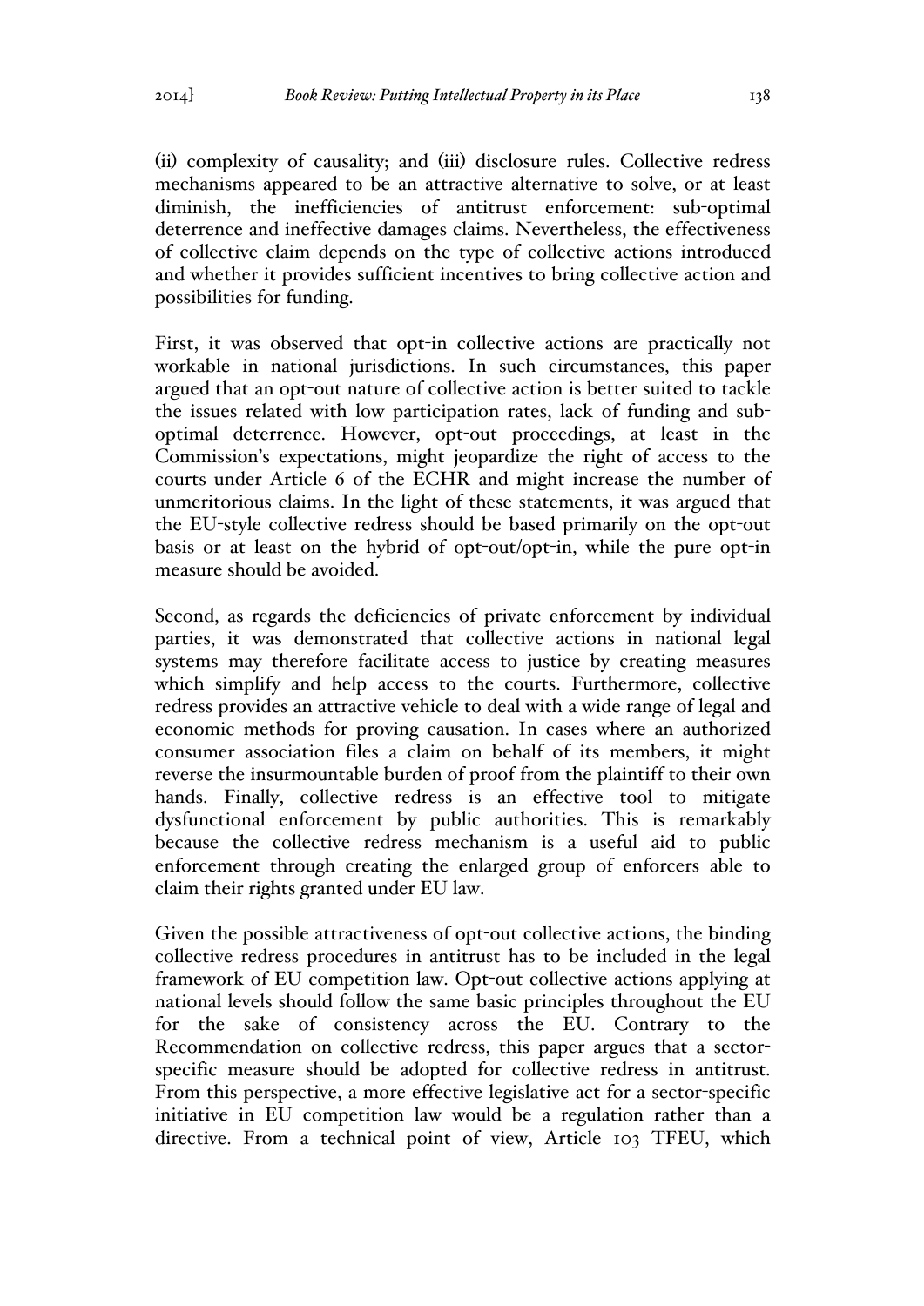(ii) complexity of causality; and (iii) disclosure rules. Collective redress mechanisms appeared to be an attractive alternative to solve, or at least diminish, the inefficiencies of antitrust enforcement: sub-optimal deterrence and ineffective damages claims. Nevertheless, the effectiveness of collective claim depends on the type of collective actions introduced and whether it provides sufficient incentives to bring collective action and possibilities for funding.

First, it was observed that opt-in collective actions are practically not workable in national jurisdictions. In such circumstances, this paper argued that an opt-out nature of collective action is better suited to tackle the issues related with low participation rates, lack of funding and sub-optimal deterrence. However, opt-out proceedings, at least in the Commission's expectations, might jeopardize the right of access to the courts under Article 6 of the ECHR and might increase the number of unmeritorious claims. In the light of these statements, it was argued that the EU-style collective redress should be based primarily on the opt-out basis or at least on the hybrid of opt-out/opt-in, while the pure opt-in measure should be avoided.

Second, as regards the deficiencies of private enforcement by individual parties, it was demonstrated that collective actions in national legal systems may therefore facilitate access to justice by creating measures which simplify and help access to the courts. Furthermore, collective redress provides an attractive vehicle to deal with a wide range of legal and economic methods for proving causation. In cases where an authorized consumer association files a claim on behalf of its members, it might reverse the insurmountable burden of proof from the plaintiff to their own hands. Finally, collective redress is an effective tool to mitigate dysfunctional enforcement by public authorities. This is remarkably because the collective redress mechanism is a useful aid to public enforcement through creating the enlarged group of enforcers able to claim their rights granted under EU law.

Given the possible attractiveness of opt-out collective actions, the binding collective redress procedures in antitrust has to be included in the legal framework of EU competition law. Opt-out collective actions applying at national levels should follow the same basic principles throughout the EU for the sake of consistency across the EU. Contrary to the Recommendation on collective redress, this paper argues that a sector-specific measure should be adopted for collective redress in antitrust. From this perspective, a more effective legislative act for a sector-specific initiative in EU competition law would be a regulation rather than a directive. From a technical point of view, Article 103 TFEU, which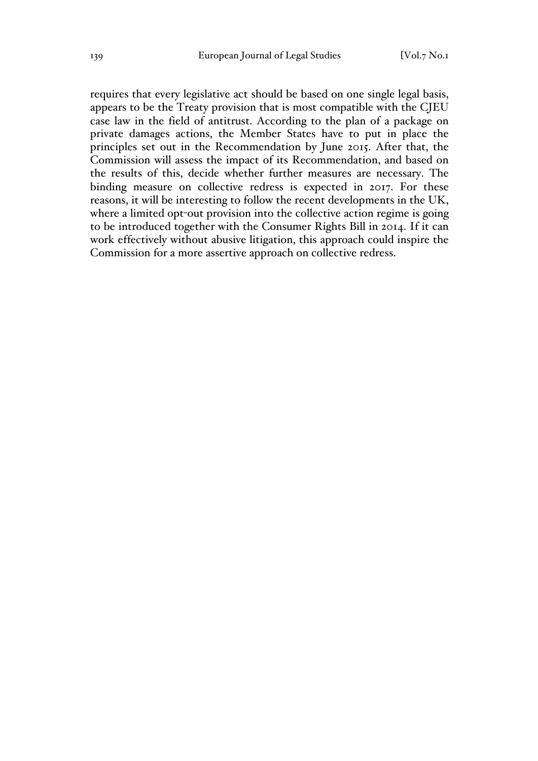requires that every legislative act should be based on one single legal basis, appears to be the Treaty provision that is most compatible with the CJEU case law in the field of antitrust. According to the plan of a package on private damages actions, the Member States have to put in place the principles set out in the Recommendation by June 2015. After that, the Commission will assess the impact of its Recommendation, and based on the results of this, decide whether further measures are necessary. The binding measure on collective redress is expected in 2017. For these reasons, it will be interesting to follow the recent developments in the UK, where a limited opt-out provision into the collective action regime is going to be introduced together with the Consumer Rights Bill in 2014. If it can work effectively without abusive litigation, this approach could inspire the Commission for a more assertive approach on collective redress.